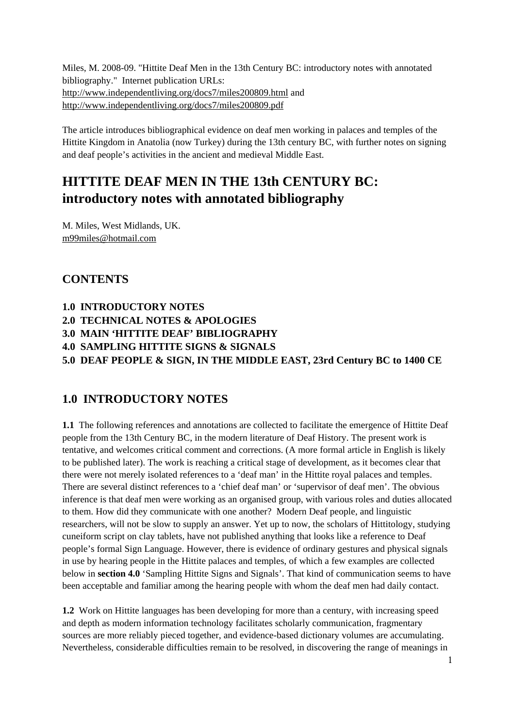Miles, M. 2008-09. "Hittite Deaf Men in the 13th Century BC: introductory notes with annotated bibliography." Internet publication URLs:
http://www.independentliving.org/docs7/miles200809.html and
http://www.independentliving.org/docs7/miles200809.pdf

The article introduces bibliographical evidence on deaf men working in palaces and temples of the Hittite Kingdom in Anatolia (now Turkey) during the 13th century BC, with further notes on signing and deaf people's activities in the ancient and medieval Middle East.

# HITTITE DEAF MEN IN THE 13th CENTURY BC: introductory notes with annotated bibliography

M. Miles, West Midlands, UK.
m99miles@hotmail.com

## CONTENTS

**1.0 INTRODUCTORY NOTES**
**2.0 TECHNICAL NOTES & APOLOGIES**
**3.0 MAIN 'HITTITE DEAF' BIBLIOGRAPHY**
**4.0 SAMPLING HITTITE SIGNS & SIGNALS**
**5.0 DEAF PEOPLE & SIGN, IN THE MIDDLE EAST, 23rd Century BC to 1400 CE**

## 1.0 INTRODUCTORY NOTES

**1.1** The following references and annotations are collected to facilitate the emergence of Hittite Deaf people from the 13th Century BC, in the modern literature of Deaf History. The present work is tentative, and welcomes critical comment and corrections. (A more formal article in English is likely to be published later). The work is reaching a critical stage of development, as it becomes clear that there were not merely isolated references to a 'deaf man' in the Hittite royal palaces and temples. There are several distinct references to a 'chief deaf man' or 'supervisor of deaf men'. The obvious inference is that deaf men were working as an organised group, with various roles and duties allocated to them. How did they communicate with one another? Modern Deaf people, and linguistic researchers, will not be slow to supply an answer. Yet up to now, the scholars of Hittitology, studying cuneiform script on clay tablets, have not published anything that looks like a reference to Deaf people's formal Sign Language. However, there is evidence of ordinary gestures and physical signals in use by hearing people in the Hittite palaces and temples, of which a few examples are collected below in **section 4.0** 'Sampling Hittite Signs and Signals'. That kind of communication seems to have been acceptable and familiar among the hearing people with whom the deaf men had daily contact.

**1.2** Work on Hittite languages has been developing for more than a century, with increasing speed and depth as modern information technology facilitates scholarly communication, fragmentary sources are more reliably pieced together, and evidence-based dictionary volumes are accumulating. Nevertheless, considerable difficulties remain to be resolved, in discovering the range of meanings in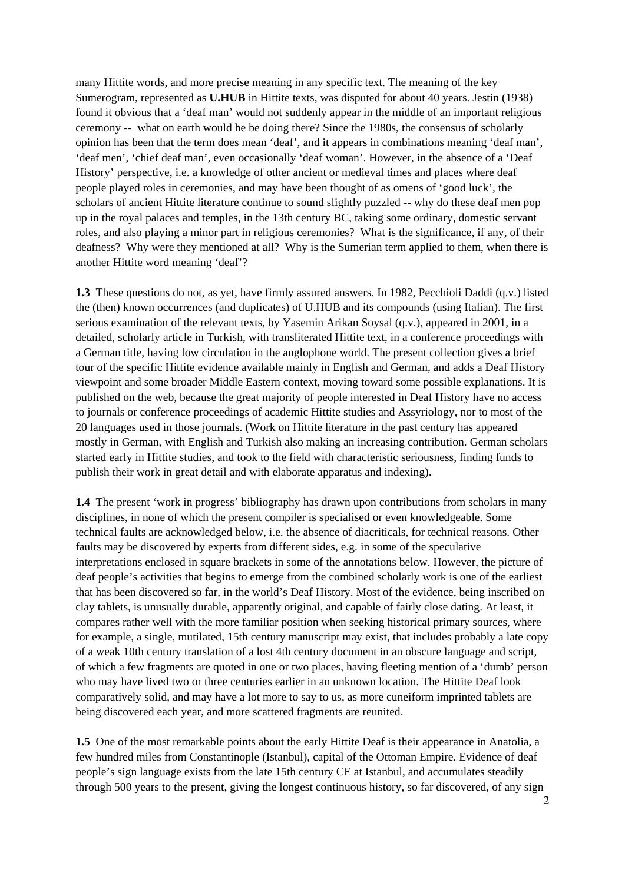many Hittite words, and more precise meaning in any specific text. The meaning of the key Sumerogram, represented as **U.HUB** in Hittite texts, was disputed for about 40 years. Jestin (1938) found it obvious that a 'deaf man' would not suddenly appear in the middle of an important religious ceremony -- what on earth would he be doing there? Since the 1980s, the consensus of scholarly opinion has been that the term does mean 'deaf', and it appears in combinations meaning 'deaf man', 'deaf men', 'chief deaf man', even occasionally 'deaf woman'. However, in the absence of a 'Deaf History' perspective, i.e. a knowledge of other ancient or medieval times and places where deaf people played roles in ceremonies, and may have been thought of as omens of 'good luck', the scholars of ancient Hittite literature continue to sound slightly puzzled -- why do these deaf men pop up in the royal palaces and temples, in the 13th century BC, taking some ordinary, domestic servant roles, and also playing a minor part in religious ceremonies? What is the significance, if any, of their deafness? Why were they mentioned at all? Why is the Sumerian term applied to them, when there is another Hittite word meaning 'deaf'?

**1.3** These questions do not, as yet, have firmly assured answers. In 1982, Pecchioli Daddi (q.v.) listed the (then) known occurrences (and duplicates) of U.HUB and its compounds (using Italian). The first serious examination of the relevant texts, by Yasemin Arikan Soysal (q.v.), appeared in 2001, in a detailed, scholarly article in Turkish, with transliterated Hittite text, in a conference proceedings with a German title, having low circulation in the anglophone world. The present collection gives a brief tour of the specific Hittite evidence available mainly in English and German, and adds a Deaf History viewpoint and some broader Middle Eastern context, moving toward some possible explanations. It is published on the web, because the great majority of people interested in Deaf History have no access to journals or conference proceedings of academic Hittite studies and Assyriology, nor to most of the 20 languages used in those journals. (Work on Hittite literature in the past century has appeared mostly in German, with English and Turkish also making an increasing contribution. German scholars started early in Hittite studies, and took to the field with characteristic seriousness, finding funds to publish their work in great detail and with elaborate apparatus and indexing).

**1.4** The present 'work in progress' bibliography has drawn upon contributions from scholars in many disciplines, in none of which the present compiler is specialised or even knowledgeable. Some technical faults are acknowledged below, i.e. the absence of diacriticals, for technical reasons. Other faults may be discovered by experts from different sides, e.g. in some of the speculative interpretations enclosed in square brackets in some of the annotations below. However, the picture of deaf people's activities that begins to emerge from the combined scholarly work is one of the earliest that has been discovered so far, in the world's Deaf History. Most of the evidence, being inscribed on clay tablets, is unusually durable, apparently original, and capable of fairly close dating. At least, it compares rather well with the more familiar position when seeking historical primary sources, where for example, a single, mutilated, 15th century manuscript may exist, that includes probably a late copy of a weak 10th century translation of a lost 4th century document in an obscure language and script, of which a few fragments are quoted in one or two places, having fleeting mention of a 'dumb' person who may have lived two or three centuries earlier in an unknown location. The Hittite Deaf look comparatively solid, and may have a lot more to say to us, as more cuneiform imprinted tablets are being discovered each year, and more scattered fragments are reunited.

**1.5** One of the most remarkable points about the early Hittite Deaf is their appearance in Anatolia, a few hundred miles from Constantinople (Istanbul), capital of the Ottoman Empire. Evidence of deaf people's sign language exists from the late 15th century CE at Istanbul, and accumulates steadily through 500 years to the present, giving the longest continuous history, so far discovered, of any sign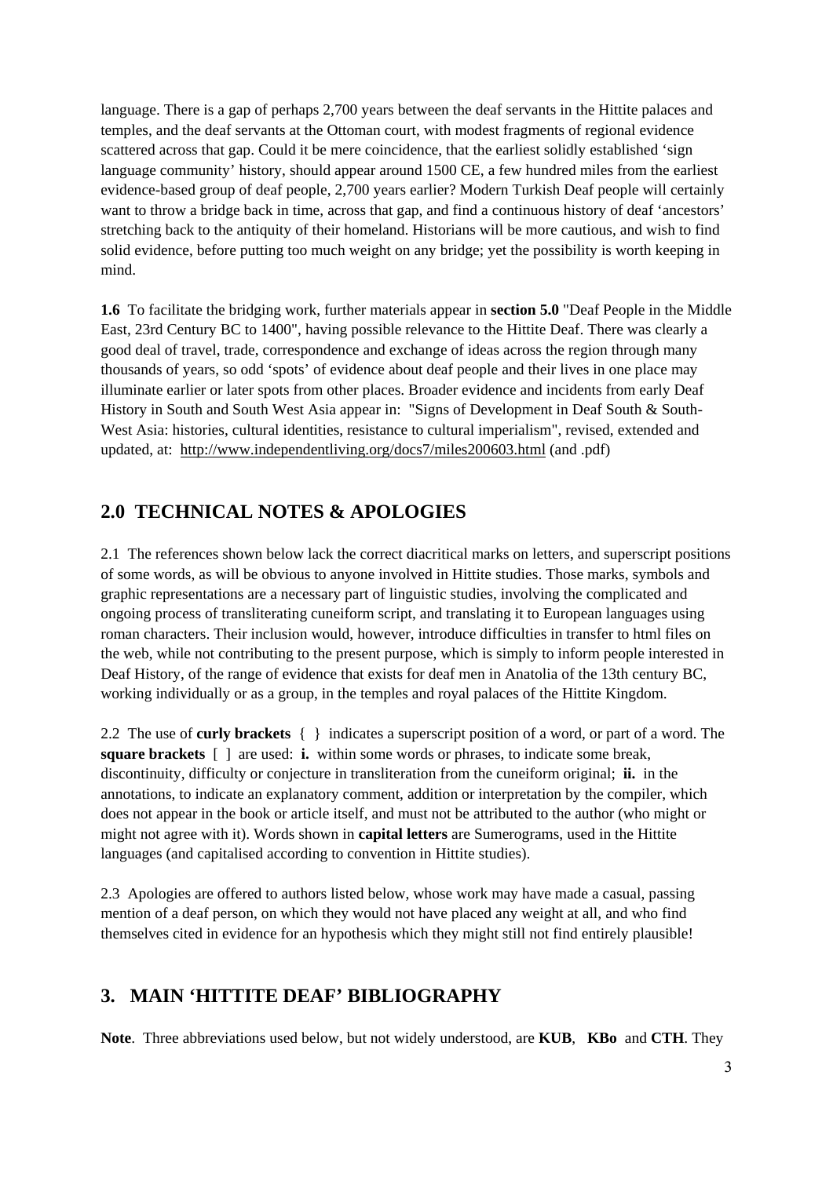language. There is a gap of perhaps 2,700 years between the deaf servants in the Hittite palaces and temples, and the deaf servants at the Ottoman court, with modest fragments of regional evidence scattered across that gap. Could it be mere coincidence, that the earliest solidly established 'sign language community' history, should appear around 1500 CE, a few hundred miles from the earliest evidence-based group of deaf people, 2,700 years earlier? Modern Turkish Deaf people will certainly want to throw a bridge back in time, across that gap, and find a continuous history of deaf 'ancestors' stretching back to the antiquity of their homeland. Historians will be more cautious, and wish to find solid evidence, before putting too much weight on any bridge; yet the possibility is worth keeping in mind.

**1.6** To facilitate the bridging work, further materials appear in **section 5.0** "Deaf People in the Middle East, 23rd Century BC to 1400", having possible relevance to the Hittite Deaf. There was clearly a good deal of travel, trade, correspondence and exchange of ideas across the region through many thousands of years, so odd 'spots' of evidence about deaf people and their lives in one place may illuminate earlier or later spots from other places. Broader evidence and incidents from early Deaf History in South and South West Asia appear in: "Signs of Development in Deaf South & South-West Asia: histories, cultural identities, resistance to cultural imperialism", revised, extended and updated, at: http://www.independentliving.org/docs7/miles200603.html (and .pdf)

## 2.0 TECHNICAL NOTES & APOLOGIES

2.1 The references shown below lack the correct diacritical marks on letters, and superscript positions of some words, as will be obvious to anyone involved in Hittite studies. Those marks, symbols and graphic representations are a necessary part of linguistic studies, involving the complicated and ongoing process of transliterating cuneiform script, and translating it to European languages using roman characters. Their inclusion would, however, introduce difficulties in transfer to html files on the web, while not contributing to the present purpose, which is simply to inform people interested in Deaf History, of the range of evidence that exists for deaf men in Anatolia of the 13th century BC, working individually or as a group, in the temples and royal palaces of the Hittite Kingdom.

2.2 The use of **curly brackets** { } indicates a superscript position of a word, or part of a word. The **square brackets** [ ] are used: **i.** within some words or phrases, to indicate some break, discontinuity, difficulty or conjecture in transliteration from the cuneiform original; **ii.** in the annotations, to indicate an explanatory comment, addition or interpretation by the compiler, which does not appear in the book or article itself, and must not be attributed to the author (who might or might not agree with it). Words shown in **capital letters** are Sumerograms, used in the Hittite languages (and capitalised according to convention in Hittite studies).

2.3 Apologies are offered to authors listed below, whose work may have made a casual, passing mention of a deaf person, on which they would not have placed any weight at all, and who find themselves cited in evidence for an hypothesis which they might still not find entirely plausible!

## 3. MAIN 'HITTITE DEAF' BIBLIOGRAPHY

**Note**. Three abbreviations used below, but not widely understood, are **KUB**, **KBo** and **CTH**. They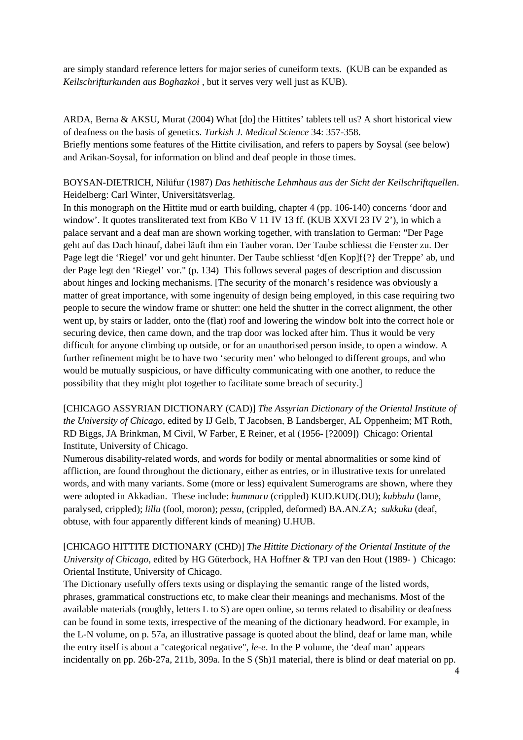are simply standard reference letters for major series of cuneiform texts. (KUB can be expanded as *Keilschrifturkunden aus Boghazkoi* , but it serves very well just as KUB).

ARDA, Berna & AKSU, Murat (2004) What [do] the Hittites' tablets tell us? A short historical view of deafness on the basis of genetics. *Turkish J. Medical Science* 34: 357-358.
Briefly mentions some features of the Hittite civilisation, and refers to papers by Soysal (see below) and Arikan-Soysal, for information on blind and deaf people in those times.

BOYSAN-DIETRICH, Nilüfur (1987) *Das hethitische Lehmhaus aus der Sicht der Keilschriftquellen*. Heidelberg: Carl Winter, Universitätsverlag.
In this monograph on the Hittite mud or earth building, chapter 4 (pp. 106-140) concerns 'door and window'. It quotes transliterated text from KBo V 11 IV 13 ff. (KUB XXVI 23 IV 2'), in which a palace servant and a deaf man are shown working together, with translation to German: "Der Page geht auf das Dach hinauf, dabei läuft ihm ein Tauber voran. Der Taube schliesst die Fenster zu. Der Page legt die 'Riegel' vor und geht hinunter. Der Taube schliesst 'd[en Kop]f{?} der Treppe' ab, und der Page legt den 'Riegel' vor." (p. 134) This follows several pages of description and discussion about hinges and locking mechanisms. [The security of the monarch's residence was obviously a matter of great importance, with some ingenuity of design being employed, in this case requiring two people to secure the window frame or shutter: one held the shutter in the correct alignment, the other went up, by stairs or ladder, onto the (flat) roof and lowering the window bolt into the correct hole or securing device, then came down, and the trap door was locked after him. Thus it would be very difficult for anyone climbing up outside, or for an unauthorised person inside, to open a window. A further refinement might be to have two 'security men' who belonged to different groups, and who would be mutually suspicious, or have difficulty communicating with one another, to reduce the possibility that they might plot together to facilitate some breach of security.]

[CHICAGO ASSYRIAN DICTIONARY (CAD)] *The Assyrian Dictionary of the Oriental Institute of the University of Chicago*, edited by IJ Gelb, T Jacobsen, B Landsberger, AL Oppenheim; MT Roth, RD Biggs, JA Brinkman, M Civil, W Farber, E Reiner, et al (1956- [?2009]) Chicago: Oriental Institute, University of Chicago.
Numerous disability-related words, and words for bodily or mental abnormalities or some kind of affliction, are found throughout the dictionary, either as entries, or in illustrative texts for unrelated words, and with many variants. Some (more or less) equivalent Sumerograms are shown, where they were adopted in Akkadian. These include: *hummuru* (crippled) KUD.KUD(.DU); *kubbulu* (lame, paralysed, crippled); *lillu* (fool, moron); *pessu*, (crippled, deformed) BA.AN.ZA; *sukkuku* (deaf, obtuse, with four apparently different kinds of meaning) U.HUB.

[CHICAGO HITTITE DICTIONARY (CHD)] *The Hittite Dictionary of the Oriental Institute of the University of Chicago*, edited by HG Güterbock, HA Hoffner & TPJ van den Hout (1989- ) Chicago: Oriental Institute, University of Chicago.
The Dictionary usefully offers texts using or displaying the semantic range of the listed words, phrases, grammatical constructions etc, to make clear their meanings and mechanisms. Most of the available materials (roughly, letters L to S) are open online, so terms related to disability or deafness can be found in some texts, irrespective of the meaning of the dictionary headword. For example, in the L-N volume, on p. 57a, an illustrative passage is quoted about the blind, deaf or lame man, while the entry itself is about a "categorical negative", *le-e*. In the P volume, the 'deaf man' appears incidentally on pp. 26b-27a, 211b, 309a. In the S (Sh)1 material, there is blind or deaf material on pp.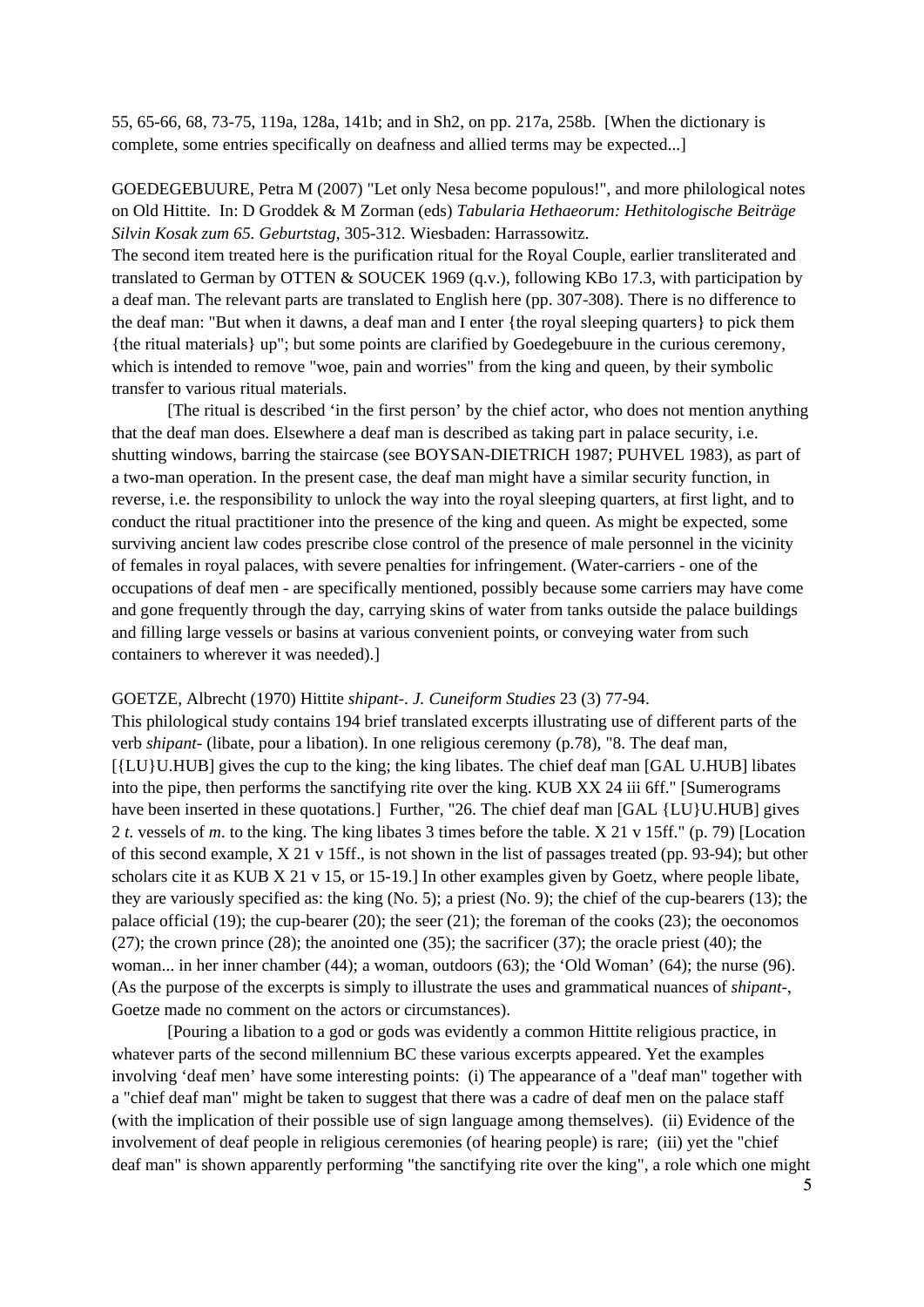55, 65-66, 68, 73-75, 119a, 128a, 141b; and in Sh2, on pp. 217a, 258b. [When the dictionary is complete, some entries specifically on deafness and allied terms may be expected...]

GOEDEGEBUURE, Petra M (2007) "Let only Nesa become populous!", and more philological notes on Old Hittite. In: D Groddek & M Zorman (eds) *Tabularia Hethaeorum: Hethitologische Beiträge Silvin Kosak zum 65. Geburtstag*, 305-312. Wiesbaden: Harrassowitz.
The second item treated here is the purification ritual for the Royal Couple, earlier transliterated and translated to German by OTTEN & SOUCEK 1969 (q.v.), following KBo 17.3, with participation by a deaf man. The relevant parts are translated to English here (pp. 307-308). There is no difference to the deaf man: "But when it dawns, a deaf man and I enter {the royal sleeping quarters} to pick them {the ritual materials} up"; but some points are clarified by Goedegebuure in the curious ceremony, which is intended to remove "woe, pain and worries" from the king and queen, by their symbolic transfer to various ritual materials.

[The ritual is described 'in the first person' by the chief actor, who does not mention anything that the deaf man does. Elsewhere a deaf man is described as taking part in palace security, i.e. shutting windows, barring the staircase (see BOYSAN-DIETRICH 1987; PUHVEL 1983), as part of a two-man operation. In the present case, the deaf man might have a similar security function, in reverse, i.e. the responsibility to unlock the way into the royal sleeping quarters, at first light, and to conduct the ritual practitioner into the presence of the king and queen. As might be expected, some surviving ancient law codes prescribe close control of the presence of male personnel in the vicinity of females in royal palaces, with severe penalties for infringement. (Water-carriers - one of the occupations of deaf men - are specifically mentioned, possibly because some carriers may have come and gone frequently through the day, carrying skins of water from tanks outside the palace buildings and filling large vessels or basins at various convenient points, or conveying water from such containers to wherever it was needed).]

GOETZE, Albrecht (1970) Hittite *shipant-*. *J. Cuneiform Studies* 23 (3) 77-94.
This philological study contains 194 brief translated excerpts illustrating use of different parts of the verb *shipant-* (libate, pour a libation). In one religious ceremony (p.78), "8. The deaf man, [{LU}U.HUB] gives the cup to the king; the king libates. The chief deaf man [GAL U.HUB] libates into the pipe, then performs the sanctifying rite over the king. KUB XX 24 iii 6ff." [Sumerograms have been inserted in these quotations.] Further, "26. The chief deaf man [GAL {LU}U.HUB] gives 2 *t*. vessels of *m*. to the king. The king libates 3 times before the table. X 21 v 15ff." (p. 79) [Location of this second example, X 21 v 15ff., is not shown in the list of passages treated (pp. 93-94); but other scholars cite it as KUB X 21 v 15, or 15-19.] In other examples given by Goetz, where people libate, they are variously specified as: the king (No. 5); a priest (No. 9); the chief of the cup-bearers (13); the palace official (19); the cup-bearer (20); the seer (21); the foreman of the cooks (23); the oeconomos (27); the crown prince (28); the anointed one (35); the sacrificer (37); the oracle priest (40); the woman... in her inner chamber (44); a woman, outdoors (63); the 'Old Woman' (64); the nurse (96). (As the purpose of the excerpts is simply to illustrate the uses and grammatical nuances of *shipant-*, Goetze made no comment on the actors or circumstances).

[Pouring a libation to a god or gods was evidently a common Hittite religious practice, in whatever parts of the second millennium BC these various excerpts appeared. Yet the examples involving 'deaf men' have some interesting points: (i) The appearance of a "deaf man" together with a "chief deaf man" might be taken to suggest that there was a cadre of deaf men on the palace staff (with the implication of their possible use of sign language among themselves). (ii) Evidence of the involvement of deaf people in religious ceremonies (of hearing people) is rare; (iii) yet the "chief deaf man" is shown apparently performing "the sanctifying rite over the king", a role which one might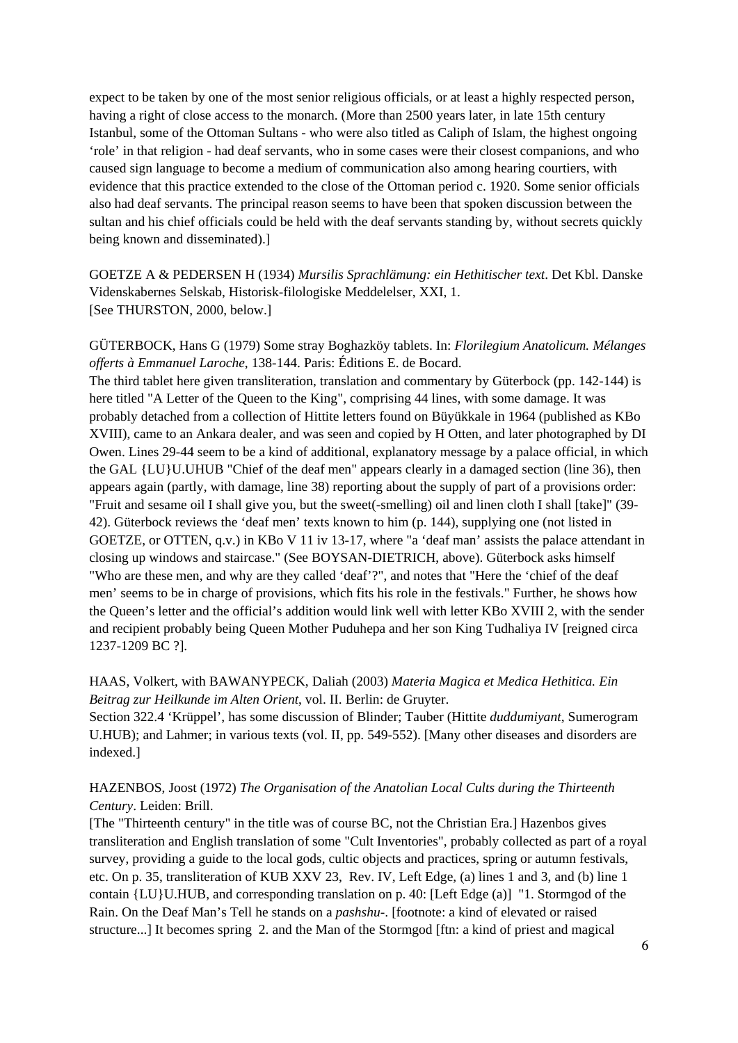expect to be taken by one of the most senior religious officials, or at least a highly respected person, having a right of close access to the monarch. (More than 2500 years later, in late 15th century Istanbul, some of the Ottoman Sultans - who were also titled as Caliph of Islam, the highest ongoing 'role' in that religion - had deaf servants, who in some cases were their closest companions, and who caused sign language to become a medium of communication also among hearing courtiers, with evidence that this practice extended to the close of the Ottoman period c. 1920. Some senior officials also had deaf servants. The principal reason seems to have been that spoken discussion between the sultan and his chief officials could be held with the deaf servants standing by, without secrets quickly being known and disseminated).]

GOETZE A & PEDERSEN H (1934) *Mursilis Sprachlämung: ein Hethitischer text*. Det Kbl. Danske Videnskabernes Selskab, Historisk-filologiske Meddelelser, XXI, 1.
[See THURSTON, 2000, below.]

GÜTERBOCK, Hans G (1979) Some stray Boghazköy tablets. In: *Florilegium Anatolicum. Mélanges offerts à Emmanuel Laroche*, 138-144. Paris: Éditions E. de Bocard.
The third tablet here given transliteration, translation and commentary by Güterbock (pp. 142-144) is here titled "A Letter of the Queen to the King", comprising 44 lines, with some damage. It was probably detached from a collection of Hittite letters found on Büyükkale in 1964 (published as KBo XVIII), came to an Ankara dealer, and was seen and copied by H Otten, and later photographed by DI Owen. Lines 29-44 seem to be a kind of additional, explanatory message by a palace official, in which the GAL {LU}U.UHUB "Chief of the deaf men" appears clearly in a damaged section (line 36), then appears again (partly, with damage, line 38) reporting about the supply of part of a provisions order: "Fruit and sesame oil I shall give you, but the sweet(-smelling) oil and linen cloth I shall [take]" (39-42). Güterbock reviews the 'deaf men' texts known to him (p. 144), supplying one (not listed in GOETZE, or OTTEN, q.v.) in KBo V 11 iv 13-17, where "a 'deaf man' assists the palace attendant in closing up windows and staircase." (See BOYSAN-DIETRICH, above). Güterbock asks himself "Who are these men, and why are they called 'deaf'?", and notes that "Here the 'chief of the deaf men' seems to be in charge of provisions, which fits his role in the festivals." Further, he shows how the Queen's letter and the official's addition would link well with letter KBo XVIII 2, with the sender and recipient probably being Queen Mother Puduhepa and her son King Tudhaliya IV [reigned circa 1237-1209 BC ?].

HAAS, Volkert, with BAWANYPECK, Daliah (2003) *Materia Magica et Medica Hethitica. Ein Beitrag zur Heilkunde im Alten Orient*, vol. II. Berlin: de Gruyter.
Section 322.4 'Krüppel', has some discussion of Blinder; Tauber (Hittite *duddumiyant*, Sumerogram U.HUB); and Lahmer; in various texts (vol. II, pp. 549-552). [Many other diseases and disorders are indexed.]

HAZENBOS, Joost (1972) *The Organisation of the Anatolian Local Cults during the Thirteenth Century*. Leiden: Brill.
[The "Thirteenth century" in the title was of course BC, not the Christian Era.] Hazenbos gives transliteration and English translation of some "Cult Inventories", probably collected as part of a royal survey, providing a guide to the local gods, cultic objects and practices, spring or autumn festivals, etc. On p. 35, transliteration of KUB XXV 23, Rev. IV, Left Edge, (a) lines 1 and 3, and (b) line 1 contain {LU}U.HUB, and corresponding translation on p. 40: [Left Edge (a)] "1. Stormgod of the Rain. On the Deaf Man's Tell he stands on a *pashshu-*. [footnote: a kind of elevated or raised structure...] It becomes spring 2. and the Man of the Stormgod [ftn: a kind of priest and magical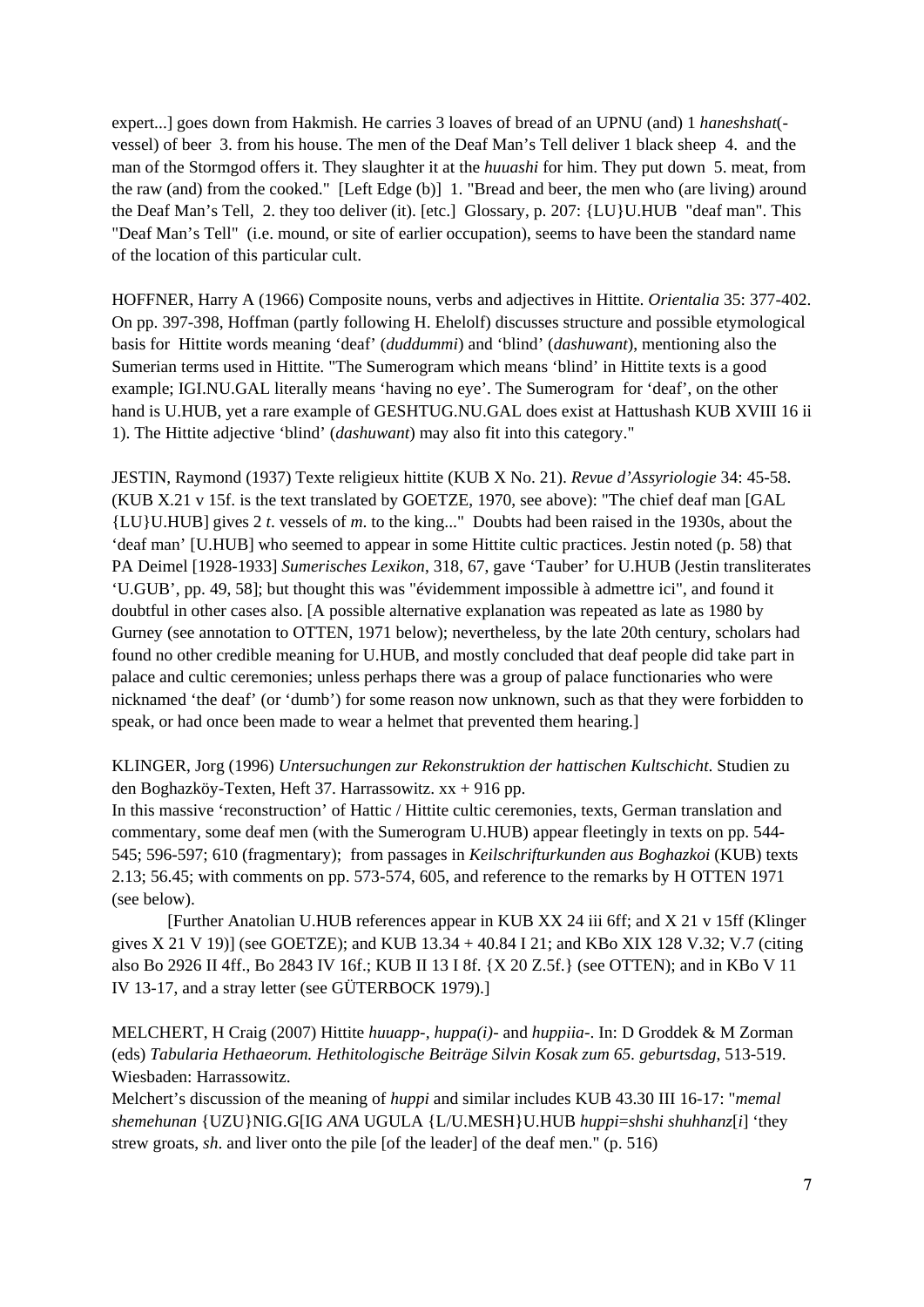expert...] goes down from Hakmish. He carries 3 loaves of bread of an UPNU (and) 1 *haneshshat*(-vessel) of beer 3. from his house. The men of the Deaf Man's Tell deliver 1 black sheep 4. and the man of the Stormgod offers it. They slaughter it at the *huuashi* for him. They put down 5. meat, from the raw (and) from the cooked." [Left Edge (b)] 1. "Bread and beer, the men who (are living) around the Deaf Man's Tell, 2. they too deliver (it). [etc.] Glossary, p. 207: {LU}U.HUB "deaf man". This "Deaf Man's Tell" (i.e. mound, or site of earlier occupation), seems to have been the standard name of the location of this particular cult.

HOFFNER, Harry A (1966) Composite nouns, verbs and adjectives in Hittite. *Orientalia* 35: 377-402. On pp. 397-398, Hoffman (partly following H. Ehelolf) discusses structure and possible etymological basis for Hittite words meaning 'deaf' (*duddummi*) and 'blind' (*dashuwant*), mentioning also the Sumerian terms used in Hittite. "The Sumerogram which means 'blind' in Hittite texts is a good example; IGI.NU.GAL literally means 'having no eye'. The Sumerogram for 'deaf', on the other hand is U.HUB, yet a rare example of GESHTUG.NU.GAL does exist at Hattushash KUB XVIII 16 ii 1). The Hittite adjective 'blind' (*dashuwant*) may also fit into this category."

JESTIN, Raymond (1937) Texte religieux hittite (KUB X No. 21). *Revue d'Assyriologie* 34: 45-58. (KUB X.21 v 15f. is the text translated by GOETZE, 1970, see above): "The chief deaf man [GAL {LU}U.HUB] gives 2 *t*. vessels of *m*. to the king..." Doubts had been raised in the 1930s, about the 'deaf man' [U.HUB] who seemed to appear in some Hittite cultic practices. Jestin noted (p. 58) that PA Deimel [1928-1933] *Sumerisches Lexikon*, 318, 67, gave 'Tauber' for U.HUB (Jestin transliterates 'U.GUB', pp. 49, 58]; but thought this was "évidemment impossible à admettre ici", and found it doubtful in other cases also. [A possible alternative explanation was repeated as late as 1980 by Gurney (see annotation to OTTEN, 1971 below); nevertheless, by the late 20th century, scholars had found no other credible meaning for U.HUB, and mostly concluded that deaf people did take part in palace and cultic ceremonies; unless perhaps there was a group of palace functionaries who were nicknamed 'the deaf' (or 'dumb') for some reason now unknown, such as that they were forbidden to speak, or had once been made to wear a helmet that prevented them hearing.]

KLINGER, Jorg (1996) *Untersuchungen zur Rekonstruktion der hattischen Kultschicht*. Studien zu den Boghazköy-Texten, Heft 37. Harrassowitz. xx + 916 pp.
In this massive 'reconstruction' of Hattic / Hittite cultic ceremonies, texts, German translation and commentary, some deaf men (with the Sumerogram U.HUB) appear fleetingly in texts on pp. 544-545; 596-597; 610 (fragmentary); from passages in *Keilschrifturkunden aus Boghazkoi* (KUB) texts 2.13; 56.45; with comments on pp. 573-574, 605, and reference to the remarks by H OTTEN 1971 (see below).

[Further Anatolian U.HUB references appear in KUB XX 24 iii 6ff; and X 21 v 15ff (Klinger gives X 21 V 19)] (see GOETZE); and KUB 13.34 + 40.84 I 21; and KBo XIX 128 V.32; V.7 (citing also Bo 2926 II 4ff., Bo 2843 IV 16f.; KUB II 13 I 8f. {X 20 Z.5f.} (see OTTEN); and in KBo V 11 IV 13-17, and a stray letter (see GÜTERBOCK 1979).]

MELCHERT, H Craig (2007) Hittite *huuapp-*, *huppa(i)-* and *huppiia-*. In: D Groddek & M Zorman (eds) *Tabularia Hethaeorum. Hethitologische Beiträge Silvin Kosak zum 65. geburtsdag*, 513-519. Wiesbaden: Harrassowitz.
Melchert's discussion of the meaning of *huppi* and similar includes KUB 43.30 III 16-17: "*memal shemehunan* {UZU}NIG.G[IG *ANA* UGULA {L/U.MESH}U.HUB *huppi=shshi shuhhanz*[*i*] 'they strew groats, *sh*. and liver onto the pile [of the leader] of the deaf men." (p. 516)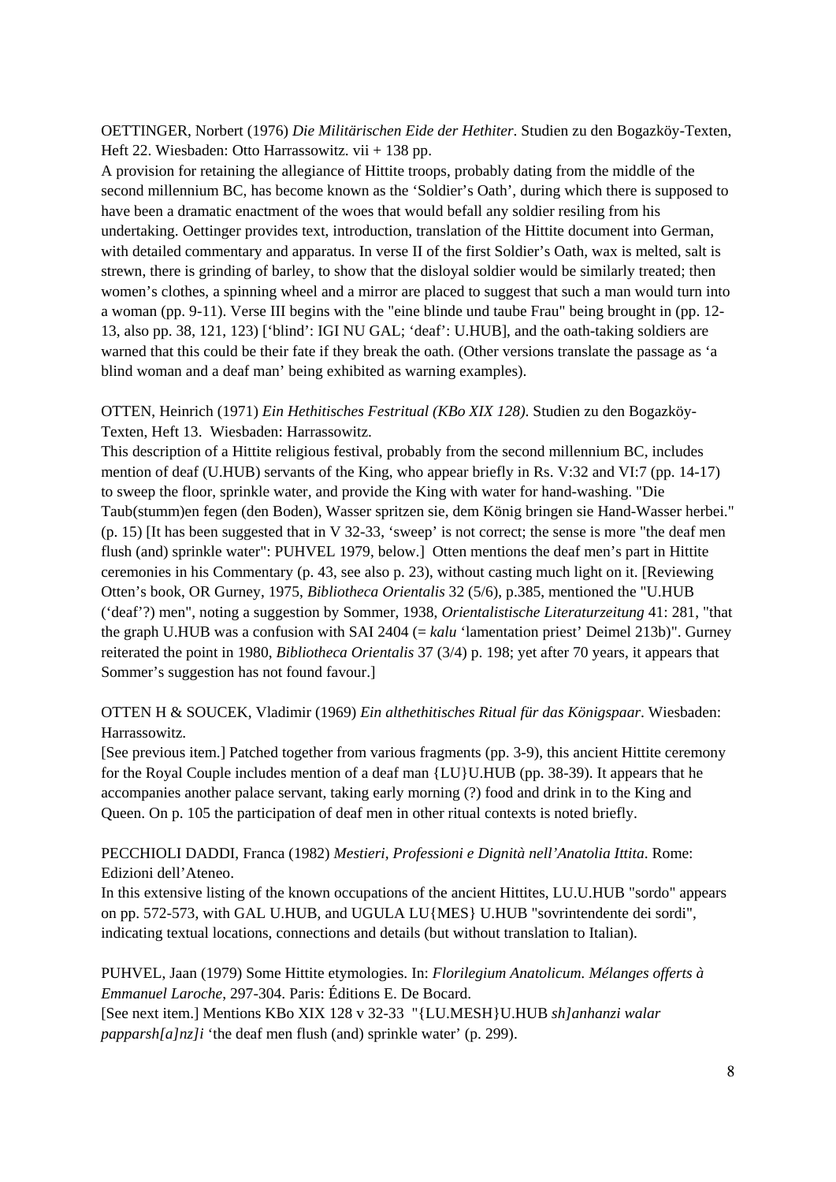OETTINGER, Norbert (1976) *Die Militärischen Eide der Hethiter*. Studien zu den Bogazköy-Texten, Heft 22. Wiesbaden: Otto Harrassowitz. vii + 138 pp.
A provision for retaining the allegiance of Hittite troops, probably dating from the middle of the second millennium BC, has become known as the 'Soldier's Oath', during which there is supposed to have been a dramatic enactment of the woes that would befall any soldier resiling from his undertaking. Oettinger provides text, introduction, translation of the Hittite document into German, with detailed commentary and apparatus. In verse II of the first Soldier's Oath, wax is melted, salt is strewn, there is grinding of barley, to show that the disloyal soldier would be similarly treated; then women's clothes, a spinning wheel and a mirror are placed to suggest that such a man would turn into a woman (pp. 9-11). Verse III begins with the "eine blinde und taube Frau" being brought in (pp. 12-13, also pp. 38, 121, 123) ['blind': IGI NU GAL; 'deaf': U.HUB], and the oath-taking soldiers are warned that this could be their fate if they break the oath. (Other versions translate the passage as 'a blind woman and a deaf man' being exhibited as warning examples).

OTTEN, Heinrich (1971) *Ein Hethitisches Festritual (KBo XIX 128)*. Studien zu den Bogazköy-Texten, Heft 13. Wiesbaden: Harrassowitz.
This description of a Hittite religious festival, probably from the second millennium BC, includes mention of deaf (U.HUB) servants of the King, who appear briefly in Rs. V:32 and VI:7 (pp. 14-17) to sweep the floor, sprinkle water, and provide the King with water for hand-washing. "Die Taub(stumm)en fegen (den Boden), Wasser spritzen sie, dem König bringen sie Hand-Wasser herbei." (p. 15) [It has been suggested that in V 32-33, 'sweep' is not correct; the sense is more "the deaf men flush (and) sprinkle water": PUHVEL 1979, below.] Otten mentions the deaf men's part in Hittite ceremonies in his Commentary (p. 43, see also p. 23), without casting much light on it. [Reviewing Otten's book, OR Gurney, 1975, *Bibliotheca Orientalis* 32 (5/6), p.385, mentioned the "U.HUB ('deaf'?) men", noting a suggestion by Sommer, 1938, *Orientalistische Literaturzeitung* 41: 281, "that the graph U.HUB was a confusion with SAI 2404 (= *kalu* 'lamentation priest' Deimel 213b)". Gurney reiterated the point in 1980, *Bibliotheca Orientalis* 37 (3/4) p. 198; yet after 70 years, it appears that Sommer's suggestion has not found favour.]

OTTEN H & SOUCEK, Vladimir (1969) *Ein althethitisches Ritual für das Königspaar*. Wiesbaden: Harrassowitz.
[See previous item.] Patched together from various fragments (pp. 3-9), this ancient Hittite ceremony for the Royal Couple includes mention of a deaf man {LU}U.HUB (pp. 38-39). It appears that he accompanies another palace servant, taking early morning (?) food and drink in to the King and Queen. On p. 105 the participation of deaf men in other ritual contexts is noted briefly.

PECCHIOLI DADDI, Franca (1982) *Mestieri, Professioni e Dignità nell'Anatolia Ittita*. Rome: Edizioni dell'Ateneo.
In this extensive listing of the known occupations of the ancient Hittites, LU.U.HUB "sordo" appears on pp. 572-573, with GAL U.HUB, and UGULA LU{MES} U.HUB "sovrintendente dei sordi", indicating textual locations, connections and details (but without translation to Italian).

PUHVEL, Jaan (1979) Some Hittite etymologies. In: *Florilegium Anatolicum. Mélanges offerts à Emmanuel Laroche*, 297-304. Paris: Éditions E. De Bocard.
[See next item.] Mentions KBo XIX 128 v 32-33 "{LU.MESH}U.HUB *sh]anhanzi walar papparsh[a]nz]i* 'the deaf men flush (and) sprinkle water' (p. 299).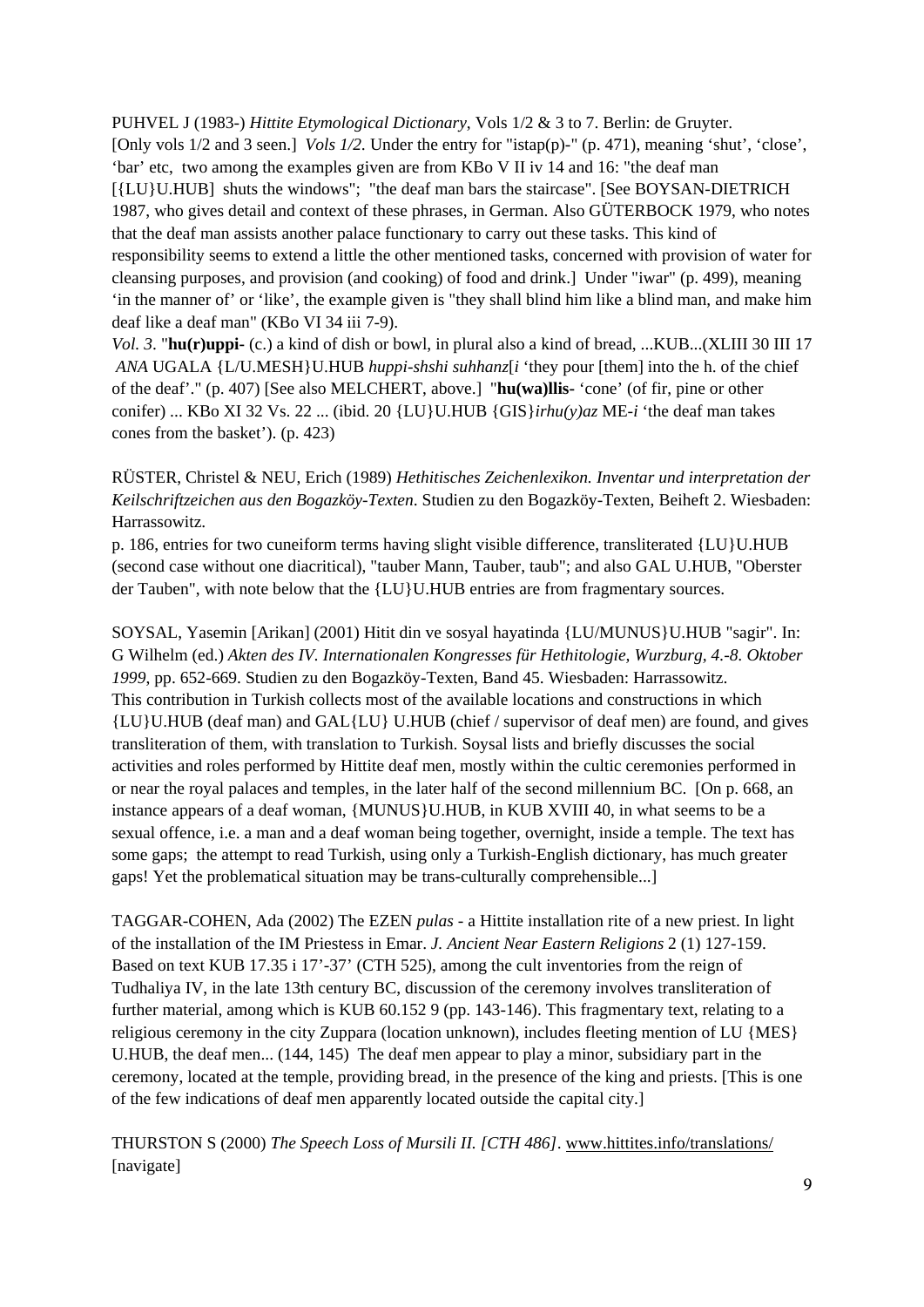PUHVEL J (1983-) *Hittite Etymological Dictionary*, Vols 1/2 & 3 to 7. Berlin: de Gruyter. [Only vols 1/2 and 3 seen.] *Vols 1/2.* Under the entry for "istap(p)-" (p. 471), meaning 'shut', 'close', 'bar' etc, two among the examples given are from KBo V II iv 14 and 16: "the deaf man [{LU}U.HUB] shuts the windows"; "the deaf man bars the staircase". [See BOYSAN-DIETRICH 1987, who gives detail and context of these phrases, in German. Also GÜTERBOCK 1979, who notes that the deaf man assists another palace functionary to carry out these tasks. This kind of responsibility seems to extend a little the other mentioned tasks, concerned with provision of water for cleansing purposes, and provision (and cooking) of food and drink.] Under "iwar" (p. 499), meaning 'in the manner of' or 'like', the example given is "they shall blind him like a blind man, and make him deaf like a deaf man" (KBo VI 34 iii 7-9).

*Vol. 3.* "**hu(r)uppi-** (c.) a kind of dish or bowl, in plural also a kind of bread, ...KUB...(XLIII 30 III 17 *ANA* UGALA {L/U.MESH}U.HUB *huppi-shshi suhhanz*[*i* 'they pour [them] into the h. of the chief of the deaf'." (p. 407) [See also MELCHERT, above.] "**hu(wa)llis-** 'cone' (of fir, pine or other conifer) ... KBo XI 32 Vs. 22 ... (ibid. 20 {LU}U.HUB {GIS}*irhu(y)az* ME-*i* 'the deaf man takes cones from the basket'). (p. 423)

RÜSTER, Christel & NEU, Erich (1989) *Hethitisches Zeichenlexikon. Inventar und interpretation der Keilschriftzeichen aus den Bogazköy-Texten.* Studien zu den Bogazköy-Texten, Beiheft 2. Wiesbaden: Harrassowitz.
p. 186, entries for two cuneiform terms having slight visible difference, transliterated {LU}U.HUB (second case without one diacritical), "tauber Mann, Tauber, taub"; and also GAL U.HUB, "Oberster der Tauben", with note below that the {LU}U.HUB entries are from fragmentary sources.

SOYSAL, Yasemin [Arikan] (2001) Hitit din ve sosyal hayatinda {LU/MUNUS}U.HUB "sagir". In: G Wilhelm (ed.) *Akten des IV. Internationalen Kongresses für Hethitologie, Wurzburg, 4.-8. Oktober 1999*, pp. 652-669. Studien zu den Bogazköy-Texten, Band 45. Wiesbaden: Harrassowitz.
This contribution in Turkish collects most of the available locations and constructions in which {LU}U.HUB (deaf man) and GAL{LU} U.HUB (chief / supervisor of deaf men) are found, and gives transliteration of them, with translation to Turkish. Soysal lists and briefly discusses the social activities and roles performed by Hittite deaf men, mostly within the cultic ceremonies performed in or near the royal palaces and temples, in the later half of the second millennium BC. [On p. 668, an instance appears of a deaf woman, {MUNUS}U.HUB, in KUB XVIII 40, in what seems to be a sexual offence, i.e. a man and a deaf woman being together, overnight, inside a temple. The text has some gaps; the attempt to read Turkish, using only a Turkish-English dictionary, has much greater gaps! Yet the problematical situation may be trans-culturally comprehensible...]

TAGGAR-COHEN, Ada (2002) The EZEN *pulas* - a Hittite installation rite of a new priest. In light of the installation of the IM Priestess in Emar. *J. Ancient Near Eastern Religions* 2 (1) 127-159. Based on text KUB 17.35 i 17'-37' (CTH 525), among the cult inventories from the reign of Tudhaliya IV, in the late 13th century BC, discussion of the ceremony involves transliteration of further material, among which is KUB 60.152 9 (pp. 143-146). This fragmentary text, relating to a religious ceremony in the city Zuppara (location unknown), includes fleeting mention of LU {MES} U.HUB, the deaf men... (144, 145) The deaf men appear to play a minor, subsidiary part in the ceremony, located at the temple, providing bread, in the presence of the king and priests. [This is one of the few indications of deaf men apparently located outside the capital city.]

THURSTON S (2000) *The Speech Loss of Mursili II. [CTH 486]*. www.hittites.info/translations/ [navigate]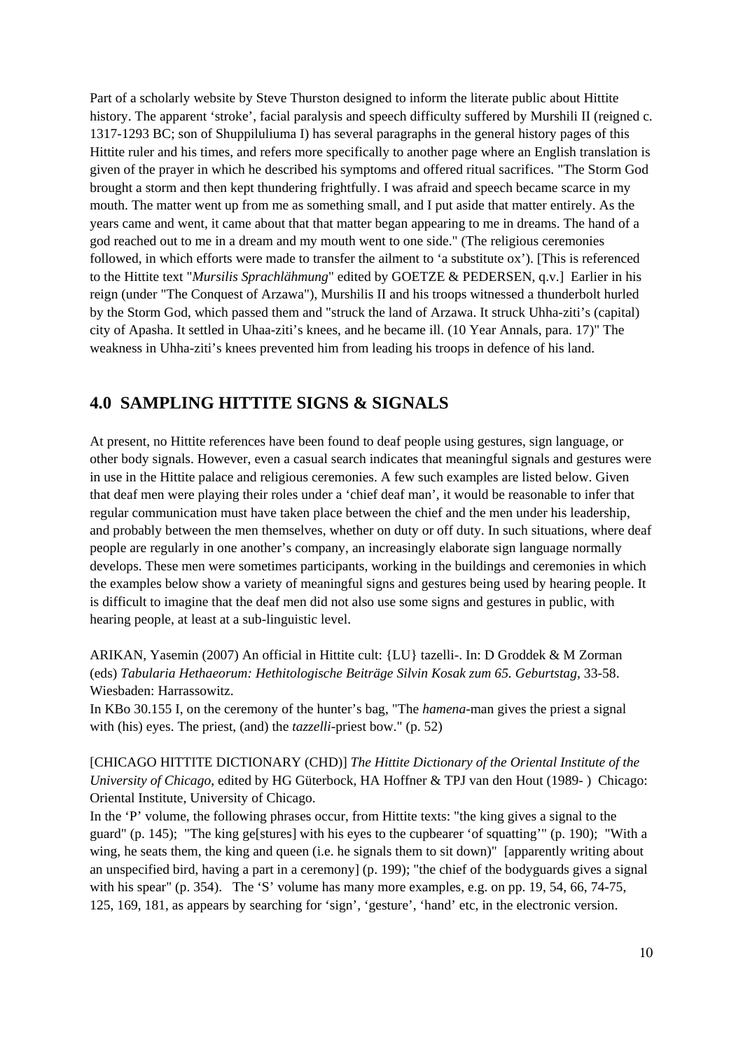Part of a scholarly website by Steve Thurston designed to inform the literate public about Hittite history. The apparent 'stroke', facial paralysis and speech difficulty suffered by Murshili II (reigned c. 1317-1293 BC; son of Shuppiluliuma I) has several paragraphs in the general history pages of this Hittite ruler and his times, and refers more specifically to another page where an English translation is given of the prayer in which he described his symptoms and offered ritual sacrifices. "The Storm God brought a storm and then kept thundering frightfully. I was afraid and speech became scarce in my mouth. The matter went up from me as something small, and I put aside that matter entirely. As the years came and went, it came about that that matter began appearing to me in dreams. The hand of a god reached out to me in a dream and my mouth went to one side." (The religious ceremonies followed, in which efforts were made to transfer the ailment to 'a substitute ox'). [This is referenced to the Hittite text "*Mursilis Sprachlähmung*" edited by GOETZE & PEDERSEN, q.v.] Earlier in his reign (under "The Conquest of Arzawa"), Murshilis II and his troops witnessed a thunderbolt hurled by the Storm God, which passed them and "struck the land of Arzawa. It struck Uhha-ziti's (capital) city of Apasha. It settled in Uhaa-ziti's knees, and he became ill. (10 Year Annals, para. 17)" The weakness in Uhha-ziti's knees prevented him from leading his troops in defence of his land.

## 4.0 SAMPLING HITTITE SIGNS & SIGNALS

At present, no Hittite references have been found to deaf people using gestures, sign language, or other body signals. However, even a casual search indicates that meaningful signals and gestures were in use in the Hittite palace and religious ceremonies. A few such examples are listed below. Given that deaf men were playing their roles under a 'chief deaf man', it would be reasonable to infer that regular communication must have taken place between the chief and the men under his leadership, and probably between the men themselves, whether on duty or off duty. In such situations, where deaf people are regularly in one another's company, an increasingly elaborate sign language normally develops. These men were sometimes participants, working in the buildings and ceremonies in which the examples below show a variety of meaningful signs and gestures being used by hearing people. It is difficult to imagine that the deaf men did not also use some signs and gestures in public, with hearing people, at least at a sub-linguistic level.

ARIKAN, Yasemin (2007) An official in Hittite cult: {LU} tazelli-. In: D Groddek & M Zorman (eds) *Tabularia Hethaeorum: Hethitologische Beiträge Silvin Kosak zum 65. Geburtstag*, 33-58. Wiesbaden: Harrassowitz.
In KBo 30.155 I, on the ceremony of the hunter's bag, "The *hamena*-man gives the priest a signal with (his) eyes. The priest, (and) the *tazzelli*-priest bow." (p. 52)

[CHICAGO HITTITE DICTIONARY (CHD)] *The Hittite Dictionary of the Oriental Institute of the University of Chicago*, edited by HG Güterbock, HA Hoffner & TPJ van den Hout (1989- ) Chicago: Oriental Institute, University of Chicago.
In the 'P' volume, the following phrases occur, from Hittite texts: "the king gives a signal to the guard" (p. 145); "The king ge[stures] with his eyes to the cupbearer 'of squatting'" (p. 190); "With a wing, he seats them, the king and queen (i.e. he signals them to sit down)" [apparently writing about an unspecified bird, having a part in a ceremony] (p. 199); "the chief of the bodyguards gives a signal with his spear" (p. 354). The 'S' volume has many more examples, e.g. on pp. 19, 54, 66, 74-75, 125, 169, 181, as appears by searching for 'sign', 'gesture', 'hand' etc, in the electronic version.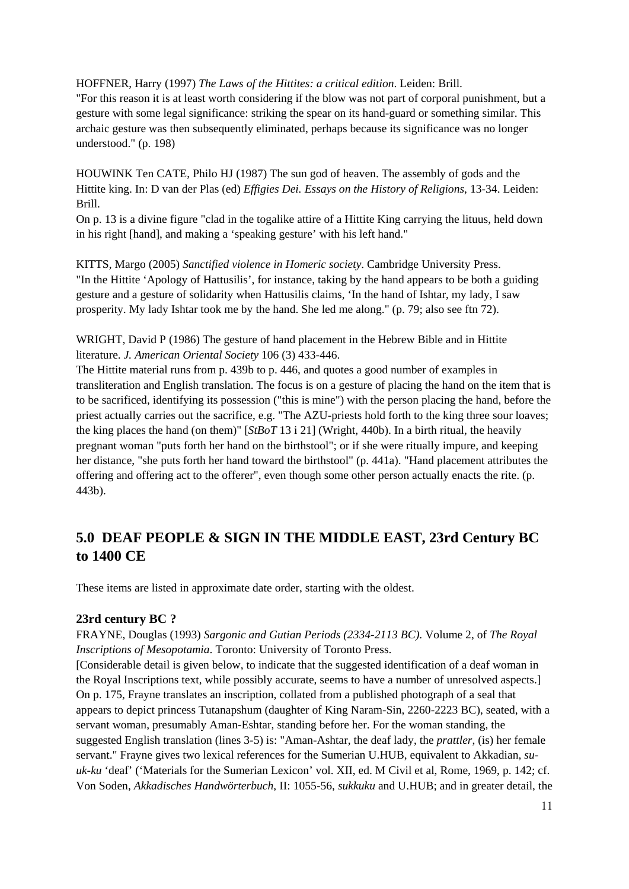HOFFNER, Harry (1997) *The Laws of the Hittites: a critical edition*. Leiden: Brill.
"For this reason it is at least worth considering if the blow was not part of corporal punishment, but a gesture with some legal significance: striking the spear on its hand-guard or something similar. This archaic gesture was then subsequently eliminated, perhaps because its significance was no longer understood." (p. 198)

HOUWINK Ten CATE, Philo HJ (1987) The sun god of heaven. The assembly of gods and the Hittite king. In: D van der Plas (ed) *Effigies Dei. Essays on the History of Religions*, 13-34. Leiden: Brill.
On p. 13 is a divine figure "clad in the togalike attire of a Hittite King carrying the lituus, held down in his right [hand], and making a 'speaking gesture' with his left hand."

KITTS, Margo (2005) *Sanctified violence in Homeric society*. Cambridge University Press.
"In the Hittite 'Apology of Hattusilis', for instance, taking by the hand appears to be both a guiding gesture and a gesture of solidarity when Hattusilis claims, 'In the hand of Ishtar, my lady, I saw prosperity. My lady Ishtar took me by the hand. She led me along." (p. 79; also see ftn 72).

WRIGHT, David P (1986) The gesture of hand placement in the Hebrew Bible and in Hittite literature. *J. American Oriental Society* 106 (3) 433-446.
The Hittite material runs from p. 439b to p. 446, and quotes a good number of examples in transliteration and English translation. The focus is on a gesture of placing the hand on the item that is to be sacrificed, identifying its possession ("this is mine") with the person placing the hand, before the priest actually carries out the sacrifice, e.g. "The AZU-priests hold forth to the king three sour loaves; the king places the hand (on them)" [*StBoT* 13 i 21] (Wright, 440b). In a birth ritual, the heavily pregnant woman "puts forth her hand on the birthstool"; or if she were ritually impure, and keeping her distance, "she puts forth her hand toward the birthstool" (p. 441a). "Hand placement attributes the offering and offering act to the offerer", even though some other person actually enacts the rite. (p. 443b).

## 5.0 DEAF PEOPLE & SIGN IN THE MIDDLE EAST, 23rd Century BC to 1400 CE

These items are listed in approximate date order, starting with the oldest.

### 23rd century BC ?

FRAYNE, Douglas (1993) *Sargonic and Gutian Periods (2334-2113 BC)*. Volume 2, of *The Royal Inscriptions of Mesopotamia*. Toronto: University of Toronto Press.
[Considerable detail is given below, to indicate that the suggested identification of a deaf woman in the Royal Inscriptions text, while possibly accurate, seems to have a number of unresolved aspects.]
On p. 175, Frayne translates an inscription, collated from a published photograph of a seal that appears to depict princess Tutanapshum (daughter of King Naram-Sin, 2260-2223 BC), seated, with a servant woman, presumably Aman-Eshtar, standing before her. For the woman standing, the suggested English translation (lines 3-5) is: "Aman-Ashtar, the deaf lady, the *prattler*, (is) her female servant." Frayne gives two lexical references for the Sumerian U.HUB, equivalent to Akkadian, *su-uk-ku* 'deaf' ('Materials for the Sumerian Lexicon' vol. XII, ed. M Civil et al, Rome, 1969, p. 142; cf. Von Soden, *Akkadisches Handwörterbuch*, II: 1055-56, *sukkuku* and U.HUB; and in greater detail, the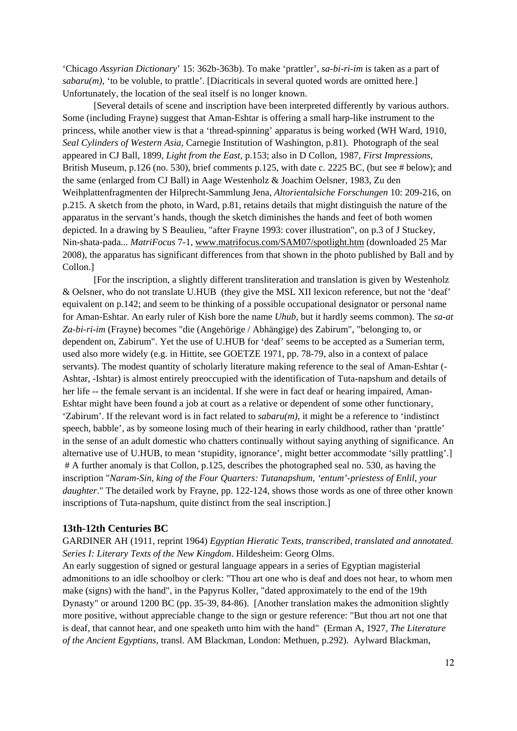'Chicago *Assyrian Dictionary*' 15: 362b-363b). To make 'prattler', *sa-bi-ri-im* is taken as a part of *sabaru(m)*, 'to be voluble, to prattle'. [Diacriticals in several quoted words are omitted here.] Unfortunately, the location of the seal itself is no longer known.

[Several details of scene and inscription have been interpreted differently by various authors. Some (including Frayne) suggest that Aman-Eshtar is offering a small harp-like instrument to the princess, while another view is that a 'thread-spinning' apparatus is being worked (WH Ward, 1910, *Seal Cylinders of Western Asia*, Carnegie Institution of Washington, p.81). Photograph of the seal appeared in CJ Ball, 1899, *Light from the East*, p.153; also in D Collon, 1987, *First Impressions*, British Museum, p.126 (no. 530), brief comments p.125, with date c. 2225 BC, (but see # below); and the same (enlarged from CJ Ball) in Aage Westenholz & Joachim Oelsner, 1983, Zu den Weihplattenfragmenten der Hilprecht-Sammlung Jena, *Altorientalsiche Forschungen* 10: 209-216, on p.215. A sketch from the photo, in Ward, p.81, retains details that might distinguish the nature of the apparatus in the servant's hands, though the sketch diminishes the hands and feet of both women depicted. In a drawing by S Beaulieu, "after Frayne 1993: cover illustration", on p.3 of J Stuckey, Nin-shata-pada... *MatriFocus* 7-1, www.matrifocus.com/SAM07/spotlight.htm (downloaded 25 Mar 2008), the apparatus has significant differences from that shown in the photo published by Ball and by Collon.]

[For the inscription, a slightly different transliteration and translation is given by Westenholz & Oelsner, who do not translate U.HUB (they give the MSL XII lexicon reference, but not the 'deaf' equivalent on p.142; and seem to be thinking of a possible occupational designator or personal name for Aman-Eshtar. An early ruler of Kish bore the name *Uhub*, but it hardly seems common). The *sa-at Za-bi-ri-im* (Frayne) becomes "die (Angehörige / Abhängige) des Zabirum", "belonging to, or dependent on, Zabirum". Yet the use of U.HUB for 'deaf' seems to be accepted as a Sumerian term, used also more widely (e.g. in Hittite, see GOETZE 1971, pp. 78-79, also in a context of palace servants). The modest quantity of scholarly literature making reference to the seal of Aman-Eshtar (-Ashtar, -Ishtar) is almost entirely preoccupied with the identification of Tuta-napshum and details of her life -- the female servant is an incidental. If she were in fact deaf or hearing impaired, Aman-Eshtar might have been found a job at court as a relative or dependent of some other functionary, 'Zabirum'. If the relevant word is in fact related to *sabaru(m)*, it might be a reference to 'indistinct speech, babble', as by someone losing much of their hearing in early childhood, rather than 'prattle' in the sense of an adult domestic who chatters continually without saying anything of significance. An alternative use of U.HUB, to mean 'stupidity, ignorance', might better accommodate 'silly prattling'.]
# A further anomaly is that Collon, p.125, describes the photographed seal no. 530, as having the inscription "*Naram-Sin, king of the Four Quarters: Tutanapshum, 'entum'-priestess of Enlil, your daughter*." The detailed work by Frayne, pp. 122-124, shows those words as one of three other known inscriptions of Tuta-napshum, quite distinct from the seal inscription.]

### 13th-12th Centuries BC

GARDINER AH (1911, reprint 1964) *Egyptian Hieratic Texts, transcribed, translated and annotated. Series I: Literary Texts of the New Kingdom*. Hildesheim: Georg Olms.
An early suggestion of signed or gestural language appears in a series of Egyptian magisterial admonitions to an idle schoolboy or clerk: "Thou art one who is deaf and does not hear, to whom men make (signs) with the hand", in the Papyrus Koller, "dated approximately to the end of the 19th Dynasty" or around 1200 BC (pp. 35-39, 84-86). [Another translation makes the admonition slightly more positive, without appreciable change to the sign or gesture reference: "But thou art not one that is deaf, that cannot hear, and one speaketh unto him with the hand" (Erman A, 1927, *The Literature of the Ancient Egyptians*, transl. AM Blackman, London: Methuen, p.292). Aylward Blackman,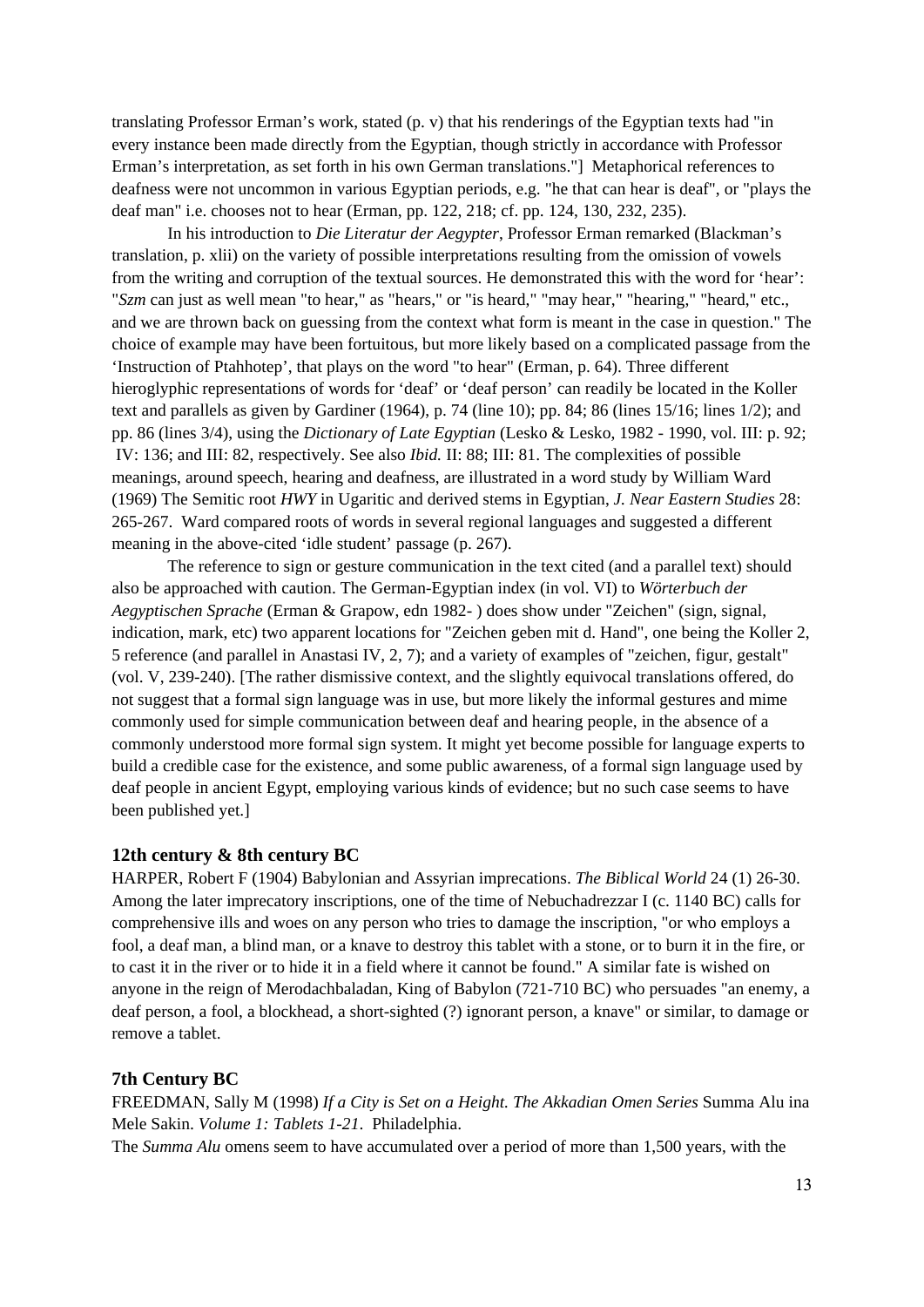translating Professor Erman's work, stated (p. v) that his renderings of the Egyptian texts had "in every instance been made directly from the Egyptian, though strictly in accordance with Professor Erman's interpretation, as set forth in his own German translations."] Metaphorical references to deafness were not uncommon in various Egyptian periods, e.g. "he that can hear is deaf", or "plays the deaf man" i.e. chooses not to hear (Erman, pp. 122, 218; cf. pp. 124, 130, 232, 235).

In his introduction to *Die Literatur der Aegypter*, Professor Erman remarked (Blackman's translation, p. xlii) on the variety of possible interpretations resulting from the omission of vowels from the writing and corruption of the textual sources. He demonstrated this with the word for 'hear': "*Szm* can just as well mean "to hear," as "hears," or "is heard," "may hear," "hearing," "heard," etc., and we are thrown back on guessing from the context what form is meant in the case in question." The choice of example may have been fortuitous, but more likely based on a complicated passage from the 'Instruction of Ptahhotep', that plays on the word "to hear" (Erman, p. 64). Three different hieroglyphic representations of words for 'deaf' or 'deaf person' can readily be located in the Koller text and parallels as given by Gardiner (1964), p. 74 (line 10); pp. 84; 86 (lines 15/16; lines 1/2); and pp. 86 (lines 3/4), using the *Dictionary of Late Egyptian* (Lesko & Lesko, 1982 - 1990, vol. III: p. 92; IV: 136; and III: 82, respectively. See also *Ibid.* II: 88; III: 81. The complexities of possible meanings, around speech, hearing and deafness, are illustrated in a word study by William Ward (1969) The Semitic root *HWY* in Ugaritic and derived stems in Egyptian, *J. Near Eastern Studies* 28: 265-267. Ward compared roots of words in several regional languages and suggested a different meaning in the above-cited 'idle student' passage (p. 267).

The reference to sign or gesture communication in the text cited (and a parallel text) should also be approached with caution. The German-Egyptian index (in vol. VI) to *Wörterbuch der Aegyptischen Sprache* (Erman & Grapow, edn 1982- ) does show under "Zeichen" (sign, signal, indication, mark, etc) two apparent locations for "Zeichen geben mit d. Hand", one being the Koller 2, 5 reference (and parallel in Anastasi IV, 2, 7); and a variety of examples of "zeichen, figur, gestalt" (vol. V, 239-240). [The rather dismissive context, and the slightly equivocal translations offered, do not suggest that a formal sign language was in use, but more likely the informal gestures and mime commonly used for simple communication between deaf and hearing people, in the absence of a commonly understood more formal sign system. It might yet become possible for language experts to build a credible case for the existence, and some public awareness, of a formal sign language used by deaf people in ancient Egypt, employing various kinds of evidence; but no such case seems to have been published yet.]

### 12th century & 8th century BC

HARPER, Robert F (1904) Babylonian and Assyrian imprecations. *The Biblical World* 24 (1) 26-30. Among the later imprecatory inscriptions, one of the time of Nebuchadrezzar I (c. 1140 BC) calls for comprehensive ills and woes on any person who tries to damage the inscription, "or who employs a fool, a deaf man, a blind man, or a knave to destroy this tablet with a stone, or to burn it in the fire, or to cast it in the river or to hide it in a field where it cannot be found." A similar fate is wished on anyone in the reign of Merodachbaladan, King of Babylon (721-710 BC) who persuades "an enemy, a deaf person, a fool, a blockhead, a short-sighted (?) ignorant person, a knave" or similar, to damage or remove a tablet.

### 7th Century BC

FREEDMAN, Sally M (1998) *If a City is Set on a Height. The Akkadian Omen Series* Summa Alu ina Mele Sakin. *Volume 1: Tablets 1-21*. Philadelphia.
The *Summa Alu* omens seem to have accumulated over a period of more than 1,500 years, with the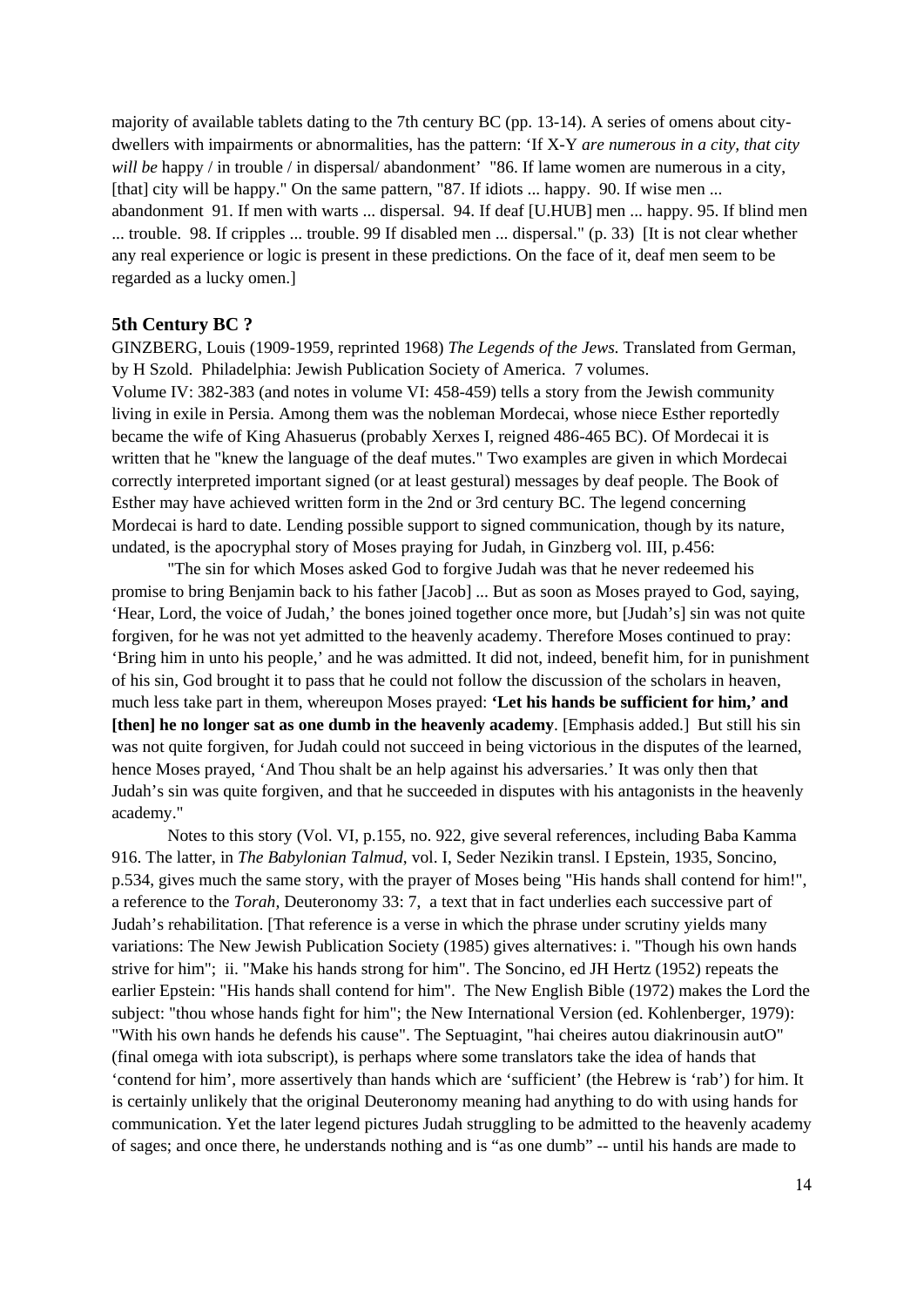majority of available tablets dating to the 7th century BC (pp. 13-14). A series of omens about city-dwellers with impairments or abnormalities, has the pattern: 'If X-Y *are numerous in a city, that city will be* happy / in trouble / in dispersal/ abandonment' "86. If lame women are numerous in a city, [that] city will be happy." On the same pattern, "87. If idiots ... happy. 90. If wise men ... abandonment 91. If men with warts ... dispersal. 94. If deaf [U.HUB] men ... happy. 95. If blind men ... trouble. 98. If cripples ... trouble. 99 If disabled men ... dispersal." (p. 33) [It is not clear whether any real experience or logic is present in these predictions. On the face of it, deaf men seem to be regarded as a lucky omen.]

**5th Century BC ?**

GINZBERG, Louis (1909-1959, reprinted 1968) *The Legends of the Jews.* Translated from German, by H Szold. Philadelphia: Jewish Publication Society of America. 7 volumes.

Volume IV: 382-383 (and notes in volume VI: 458-459) tells a story from the Jewish community living in exile in Persia. Among them was the nobleman Mordecai, whose niece Esther reportedly became the wife of King Ahasuerus (probably Xerxes I, reigned 486-465 BC). Of Mordecai it is written that he "knew the language of the deaf mutes." Two examples are given in which Mordecai correctly interpreted important signed (or at least gestural) messages by deaf people. The Book of Esther may have achieved written form in the 2nd or 3rd century BC. The legend concerning Mordecai is hard to date. Lending possible support to signed communication, though by its nature, undated, is the apocryphal story of Moses praying for Judah, in Ginzberg vol. III, p.456:

"The sin for which Moses asked God to forgive Judah was that he never redeemed his promise to bring Benjamin back to his father [Jacob] ... But as soon as Moses prayed to God, saying, 'Hear, Lord, the voice of Judah,' the bones joined together once more, but [Judah's] sin was not quite forgiven, for he was not yet admitted to the heavenly academy. Therefore Moses continued to pray: 'Bring him in unto his people,' and he was admitted. It did not, indeed, benefit him, for in punishment of his sin, God brought it to pass that he could not follow the discussion of the scholars in heaven, much less take part in them, whereupon Moses prayed: **'Let his hands be sufficient for him,' and [then] he no longer sat as one dumb in the heavenly academy**. [Emphasis added.] But still his sin was not quite forgiven, for Judah could not succeed in being victorious in the disputes of the learned, hence Moses prayed, 'And Thou shalt be an help against his adversaries.' It was only then that Judah's sin was quite forgiven, and that he succeeded in disputes with his antagonists in the heavenly academy."

Notes to this story (Vol. VI, p.155, no. 922, give several references, including Baba Kamma 916. The latter, in *The Babylonian Talmud*, vol. I, Seder Nezikin transl. I Epstein, 1935, Soncino, p.534, gives much the same story, with the prayer of Moses being "His hands shall contend for him!", a reference to the *Torah,* Deuteronomy 33: 7, a text that in fact underlies each successive part of Judah's rehabilitation. [That reference is a verse in which the phrase under scrutiny yields many variations: The New Jewish Publication Society (1985) gives alternatives: i. "Though his own hands strive for him"; ii. "Make his hands strong for him". The Soncino, ed JH Hertz (1952) repeats the earlier Epstein: "His hands shall contend for him". The New English Bible (1972) makes the Lord the subject: "thou whose hands fight for him"; the New International Version (ed. Kohlenberger, 1979): "With his own hands he defends his cause". The Septuagint, "hai cheires autou diakrinousin autO" (final omega with iota subscript), is perhaps where some translators take the idea of hands that 'contend for him', more assertively than hands which are 'sufficient' (the Hebrew is 'rab') for him. It is certainly unlikely that the original Deuteronomy meaning had anything to do with using hands for communication. Yet the later legend pictures Judah struggling to be admitted to the heavenly academy of sages; and once there, he understands nothing and is "as one dumb" -- until his hands are made to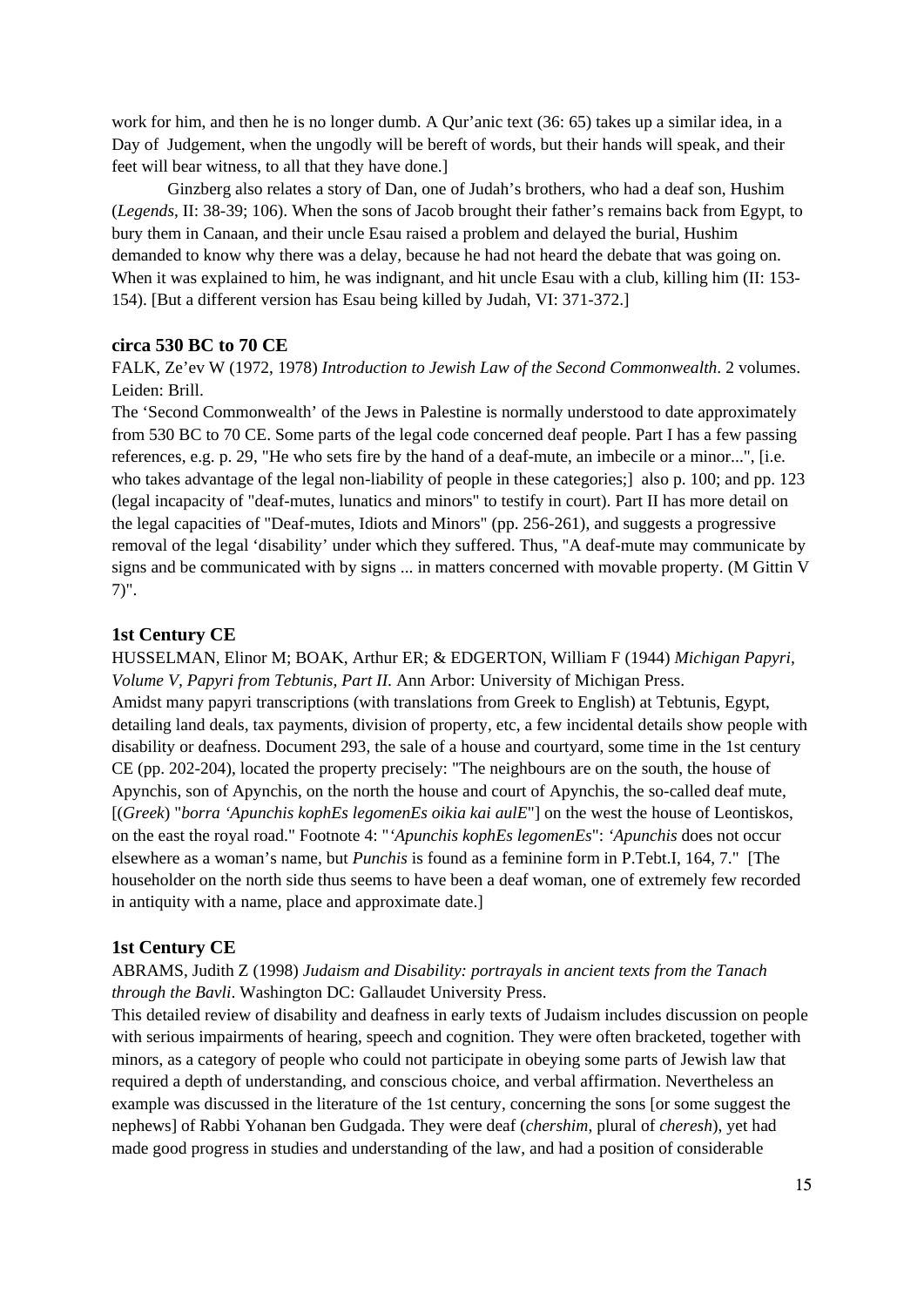work for him, and then he is no longer dumb. A Qur'anic text (36: 65) takes up a similar idea, in a Day of Judgement, when the ungodly will be bereft of words, but their hands will speak, and their feet will bear witness, to all that they have done.]

Ginzberg also relates a story of Dan, one of Judah's brothers, who had a deaf son, Hushim (*Legends*, II: 38-39; 106). When the sons of Jacob brought their father's remains back from Egypt, to bury them in Canaan, and their uncle Esau raised a problem and delayed the burial, Hushim demanded to know why there was a delay, because he had not heard the debate that was going on. When it was explained to him, he was indignant, and hit uncle Esau with a club, killing him (II: 153-154). [But a different version has Esau being killed by Judah, VI: 371-372.]

### circa 530 BC to 70 CE

FALK, Ze'ev W (1972, 1978) *Introduction to Jewish Law of the Second Commonwealth*. 2 volumes. Leiden: Brill.

The 'Second Commonwealth' of the Jews in Palestine is normally understood to date approximately from 530 BC to 70 CE. Some parts of the legal code concerned deaf people. Part I has a few passing references, e.g. p. 29, "He who sets fire by the hand of a deaf-mute, an imbecile or a minor...", [i.e. who takes advantage of the legal non-liability of people in these categories;] also p. 100; and pp. 123 (legal incapacity of "deaf-mutes, lunatics and minors" to testify in court). Part II has more detail on the legal capacities of "Deaf-mutes, Idiots and Minors" (pp. 256-261), and suggests a progressive removal of the legal 'disability' under which they suffered. Thus, "A deaf-mute may communicate by signs and be communicated with by signs ... in matters concerned with movable property. (M Gittin V 7)".

### 1st Century CE

HUSSELMAN, Elinor M; BOAK, Arthur ER; & EDGERTON, William F (1944) *Michigan Papyri, Volume V, Papyri from Tebtunis, Part II*. Ann Arbor: University of Michigan Press.

Amidst many papyri transcriptions (with translations from Greek to English) at Tebtunis, Egypt, detailing land deals, tax payments, division of property, etc, a few incidental details show people with disability or deafness. Document 293, the sale of a house and courtyard, some time in the 1st century CE (pp. 202-204), located the property precisely: "The neighbours are on the south, the house of Apynchis, son of Apynchis, on the north the house and court of Apynchis, the so-called deaf mute, [(*Greek*) "*borra 'Apunchis kophEs legomenEs oikia kai aulE*"] on the west the house of Leontiskos, on the east the royal road." Footnote 4: "*'Apunchis kophEs legomenEs*": *'Apunchis* does not occur elsewhere as a woman's name, but *Punchis* is found as a feminine form in P.Tebt.I, 164, 7." [The householder on the north side thus seems to have been a deaf woman, one of extremely few recorded in antiquity with a name, place and approximate date.]

### 1st Century CE

ABRAMS, Judith Z (1998) *Judaism and Disability: portrayals in ancient texts from the Tanach through the Bavli*. Washington DC: Gallaudet University Press.

This detailed review of disability and deafness in early texts of Judaism includes discussion on people with serious impairments of hearing, speech and cognition. They were often bracketed, together with minors, as a category of people who could not participate in obeying some parts of Jewish law that required a depth of understanding, and conscious choice, and verbal affirmation. Nevertheless an example was discussed in the literature of the 1st century, concerning the sons [or some suggest the nephews] of Rabbi Yohanan ben Gudgada. They were deaf (*chershim*, plural of *cheresh*), yet had made good progress in studies and understanding of the law, and had a position of considerable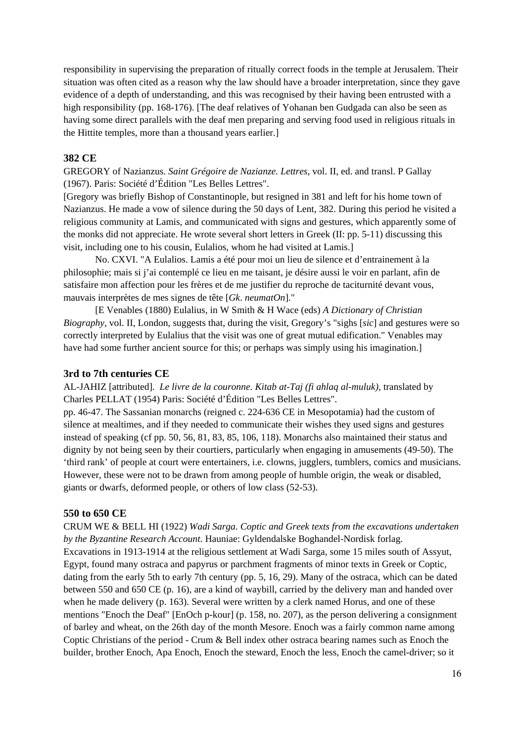responsibility in supervising the preparation of ritually correct foods in the temple at Jerusalem. Their situation was often cited as a reason why the law should have a broader interpretation, since they gave evidence of a depth of understanding, and this was recognised by their having been entrusted with a high responsibility (pp. 168-176). [The deaf relatives of Yohanan ben Gudgada can also be seen as having some direct parallels with the deaf men preparing and serving food used in religious rituals in the Hittite temples, more than a thousand years earlier.]

**382 CE**

GREGORY of Nazianzus. *Saint Grégoire de Nazianze. Lettres*, vol. II, ed. and transl. P Gallay (1967). Paris: Société d'Édition "Les Belles Lettres".

[Gregory was briefly Bishop of Constantinople, but resigned in 381 and left for his home town of Nazianzus. He made a vow of silence during the 50 days of Lent, 382. During this period he visited a religious community at Lamis, and communicated with signs and gestures, which apparently some of the monks did not appreciate. He wrote several short letters in Greek (II: pp. 5-11) discussing this visit, including one to his cousin, Eulalios, whom he had visited at Lamis.]

No. CXVI. "A Eulalios. Lamis a été pour moi un lieu de silence et d'entrainement à la philosophie; mais si j'ai contemplé ce lieu en me taisant, je désire aussi le voir en parlant, afin de satisfaire mon affection pour les frères et de me justifier du reproche de taciturnité devant vous, mauvais interprètes de mes signes de tête [*Gk*. *neumatOn*]."

[E Venables (1880) Eulalius, in W Smith & H Wace (eds) *A Dictionary of Christian Biography*, vol. II, London, suggests that, during the visit, Gregory's "sighs [*sic*] and gestures were so correctly interpreted by Eulalius that the visit was one of great mutual edification." Venables may have had some further ancient source for this; or perhaps was simply using his imagination.]

**3rd to 7th centuries CE**

AL-JAHIZ [attributed]. *Le livre de la couronne. Kitab at-Taj (fi ahlaq al-muluk)*, translated by Charles PELLAT (1954) Paris: Société d'Édition "Les Belles Lettres".

pp. 46-47. The Sassanian monarchs (reigned c. 224-636 CE in Mesopotamia) had the custom of silence at mealtimes, and if they needed to communicate their wishes they used signs and gestures instead of speaking (cf pp. 50, 56, 81, 83, 85, 106, 118). Monarchs also maintained their status and dignity by not being seen by their courtiers, particularly when engaging in amusements (49-50). The 'third rank' of people at court were entertainers, i.e. clowns, jugglers, tumblers, comics and musicians. However, these were not to be drawn from among people of humble origin, the weak or disabled, giants or dwarfs, deformed people, or others of low class (52-53).

**550 to 650 CE**

CRUM WE & BELL HI (1922) *Wadi Sarga. Coptic and Greek texts from the excavations undertaken by the Byzantine Research Account.* Hauniae: Gyldendalske Boghandel-Nordisk forlag.

Excavations in 1913-1914 at the religious settlement at Wadi Sarga, some 15 miles south of Assyut, Egypt, found many ostraca and papyrus or parchment fragments of minor texts in Greek or Coptic, dating from the early 5th to early 7th century (pp. 5, 16, 29). Many of the ostraca, which can be dated between 550 and 650 CE (p. 16), are a kind of waybill, carried by the delivery man and handed over when he made delivery (p. 163). Several were written by a clerk named Horus, and one of these mentions "Enoch the Deaf" [EnOch p-kour] (p. 158, no. 207), as the person delivering a consignment of barley and wheat, on the 26th day of the month Mesore. Enoch was a fairly common name among Coptic Christians of the period - Crum & Bell index other ostraca bearing names such as Enoch the builder, brother Enoch, Apa Enoch, Enoch the steward, Enoch the less, Enoch the camel-driver; so it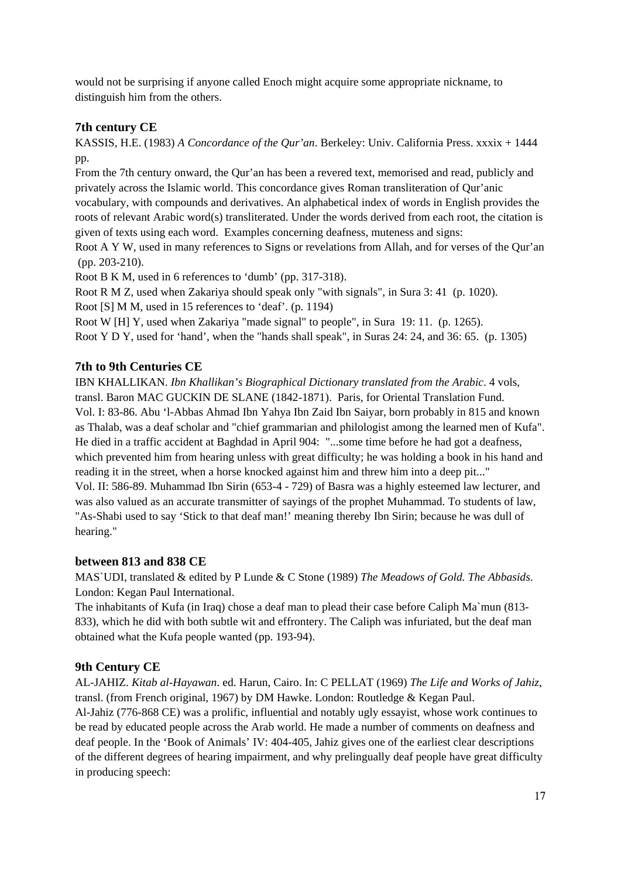would not be surprising if anyone called Enoch might acquire some appropriate nickname, to distinguish him from the others.

### 7th century CE

KASSIS, H.E. (1983) *A Concordance of the Qur'an*. Berkeley: Univ. California Press. xxxix + 1444 pp.

From the 7th century onward, the Qur'an has been a revered text, memorised and read, publicly and privately across the Islamic world. This concordance gives Roman transliteration of Qur'anic vocabulary, with compounds and derivatives. An alphabetical index of words in English provides the roots of relevant Arabic word(s) transliterated. Under the words derived from each root, the citation is given of texts using each word. Examples concerning deafness, muteness and signs:

Root A Y W, used in many references to Signs or revelations from Allah, and for verses of the Qur'an (pp. 203-210).

Root B K M, used in 6 references to 'dumb' (pp. 317-318).

Root R M Z, used when Zakariya should speak only "with signals", in Sura 3: 41 (p. 1020).

Root [S] M M, used in 15 references to 'deaf'. (p. 1194)

Root W [H] Y, used when Zakariya "made signal" to people", in Sura 19: 11. (p. 1265).

Root Y D Y, used for 'hand', when the "hands shall speak", in Suras 24: 24, and 36: 65. (p. 1305)

### 7th to 9th Centuries CE

IBN KHALLIKAN. *Ibn Khallikan's Biographical Dictionary translated from the Arabic*. 4 vols, transl. Baron MAC GUCKIN DE SLANE (1842-1871). Paris, for Oriental Translation Fund.

Vol. I: 83-86. Abu 'l-Abbas Ahmad Ibn Yahya Ibn Zaid Ibn Saiyar, born probably in 815 and known as Thalab, was a deaf scholar and "chief grammarian and philologist among the learned men of Kufa". He died in a traffic accident at Baghdad in April 904: "...some time before he had got a deafness, which prevented him from hearing unless with great difficulty; he was holding a book in his hand and reading it in the street, when a horse knocked against him and threw him into a deep pit..."

Vol. II: 586-89. Muhammad Ibn Sirin (653-4 - 729) of Basra was a highly esteemed law lecturer, and was also valued as an accurate transmitter of sayings of the prophet Muhammad. To students of law, "As-Shabi used to say 'Stick to that deaf man!' meaning thereby Ibn Sirin; because he was dull of hearing."

### between 813 and 838 CE

MAS`UDI, translated & edited by P Lunde & C Stone (1989) *The Meadows of Gold. The Abbasids*. London: Kegan Paul International.

The inhabitants of Kufa (in Iraq) chose a deaf man to plead their case before Caliph Ma`mun (813-833), which he did with both subtle wit and effrontery. The Caliph was infuriated, but the deaf man obtained what the Kufa people wanted (pp. 193-94).

### 9th Century CE

AL-JAHIZ. *Kitab al-Hayawan*. ed. Harun, Cairo. In: C PELLAT (1969) *The Life and Works of Jahiz*, transl. (from French original, 1967) by DM Hawke. London: Routledge & Kegan Paul.

Al-Jahiz (776-868 CE) was a prolific, influential and notably ugly essayist, whose work continues to be read by educated people across the Arab world. He made a number of comments on deafness and deaf people. In the 'Book of Animals' IV: 404-405, Jahiz gives one of the earliest clear descriptions of the different degrees of hearing impairment, and why prelingually deaf people have great difficulty in producing speech: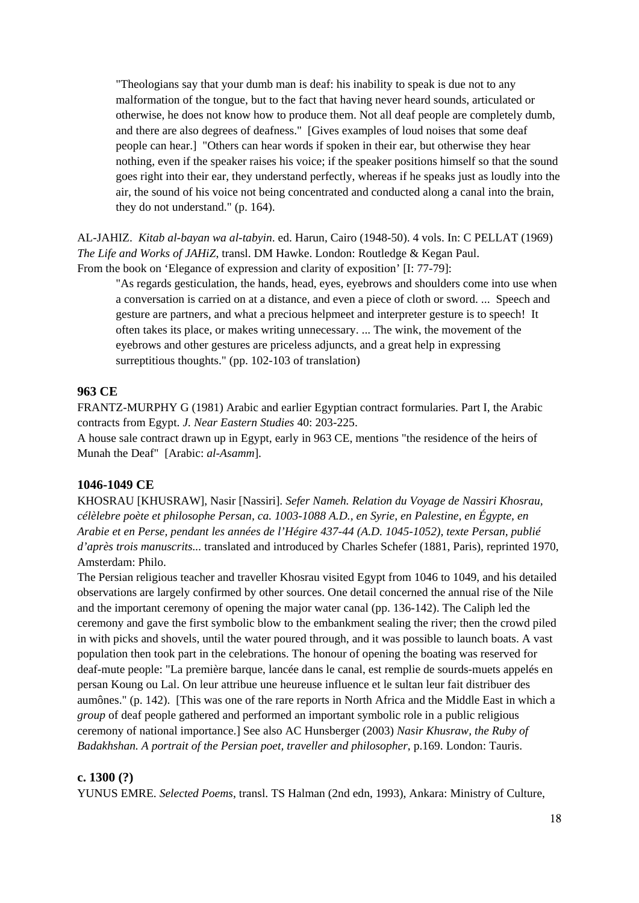> "Theologians say that your dumb man is deaf: his inability to speak is due not to any malformation of the tongue, but to the fact that having never heard sounds, articulated or otherwise, he does not know how to produce them. Not all deaf people are completely dumb, and there are also degrees of deafness." [Gives examples of loud noises that some deaf people can hear.] "Others can hear words if spoken in their ear, but otherwise they hear nothing, even if the speaker raises his voice; if the speaker positions himself so that the sound goes right into their ear, they understand perfectly, whereas if he speaks just as loudly into the air, the sound of his voice not being concentrated and conducted along a canal into the brain, they do not understand." (p. 164).

AL-JAHIZ. *Kitab al-bayan wa al-tabyin*. ed. Harun, Cairo (1948-50). 4 vols. In: C PELLAT (1969) *The Life and Works of JAHiZ*, transl. DM Hawke. London: Routledge & Kegan Paul.
From the book on 'Elegance of expression and clarity of exposition' [I: 77-79]:

> "As regards gesticulation, the hands, head, eyes, eyebrows and shoulders come into use when a conversation is carried on at a distance, and even a piece of cloth or sword. ... Speech and gesture are partners, and what a precious helpmeet and interpreter gesture is to speech! It often takes its place, or makes writing unnecessary. ... The wink, the movement of the eyebrows and other gestures are priceless adjuncts, and a great help in expressing surreptitious thoughts." (pp. 102-103 of translation)

### 963 CE

FRANTZ-MURPHY G (1981) Arabic and earlier Egyptian contract formularies. Part I, the Arabic contracts from Egypt. *J. Near Eastern Studies* 40: 203-225.
A house sale contract drawn up in Egypt, early in 963 CE, mentions "the residence of the heirs of Munah the Deaf" [Arabic: *al-Asamm*].

### 1046-1049 CE

KHOSRAU [KHUSRAW], Nasir [Nassiri]. *Sefer Nameh. Relation du Voyage de Nassiri Khosrau, célèlebre poète et philosophe Persan, ca. 1003-1088 A.D., en Syrie, en Palestine, en Égypte, en Arabie et en Perse, pendant les années de l'Hégire 437-44 (A.D. 1045-1052), texte Persan, publié d'après trois manuscrits...* translated and introduced by Charles Schefer (1881, Paris), reprinted 1970, Amsterdam: Philo.
The Persian religious teacher and traveller Khosrau visited Egypt from 1046 to 1049, and his detailed observations are largely confirmed by other sources. One detail concerned the annual rise of the Nile and the important ceremony of opening the major water canal (pp. 136-142). The Caliph led the ceremony and gave the first symbolic blow to the embankment sealing the river; then the crowd piled in with picks and shovels, until the water poured through, and it was possible to launch boats. A vast population then took part in the celebrations. The honour of opening the boating was reserved for deaf-mute people: "La première barque, lancée dans le canal, est remplie de sourds-muets appelés en persan Koung ou Lal. On leur attribue une heureuse influence et le sultan leur fait distribuer des aumônes." (p. 142). [This was one of the rare reports in North Africa and the Middle East in which a *group* of deaf people gathered and performed an important symbolic role in a public religious ceremony of national importance.] See also AC Hunsberger (2003) *Nasir Khusraw, the Ruby of Badakhshan. A portrait of the Persian poet, traveller and philosopher*, p.169. London: Tauris.

### c. 1300 (?)

YUNUS EMRE. *Selected Poems*, transl. TS Halman (2nd edn, 1993), Ankara: Ministry of Culture,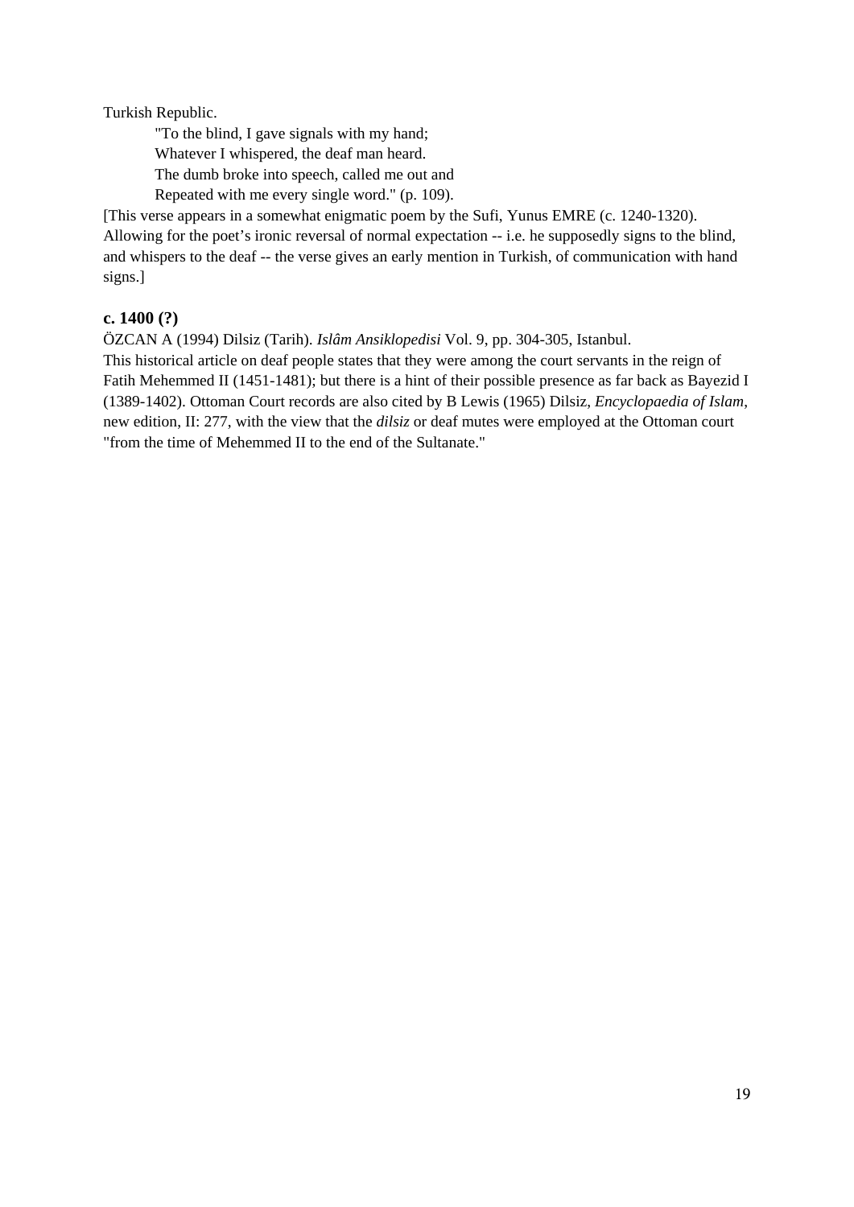Turkish Republic.

> "To the blind, I gave signals with my hand;
> Whatever I whispered, the deaf man heard.
> The dumb broke into speech, called me out and
> Repeated with me every single word." (p. 109).

[This verse appears in a somewhat enigmatic poem by the Sufi, Yunus EMRE (c. 1240-1320). Allowing for the poet's ironic reversal of normal expectation -- i.e. he supposedly signs to the blind, and whispers to the deaf -- the verse gives an early mention in Turkish, of communication with hand signs.]

### c. 1400 (?)

ÖZCAN A (1994) Dilsiz (Tarih). *Islâm Ansiklopedisi* Vol. 9, pp. 304-305, Istanbul.
This historical article on deaf people states that they were among the court servants in the reign of Fatih Mehemmed II (1451-1481); but there is a hint of their possible presence as far back as Bayezid I (1389-1402). Ottoman Court records are also cited by B Lewis (1965) Dilsiz, *Encyclopaedia of Islam*, new edition, II: 277, with the view that the *dilsiz* or deaf mutes were employed at the Ottoman court "from the time of Mehemmed II to the end of the Sultanate."